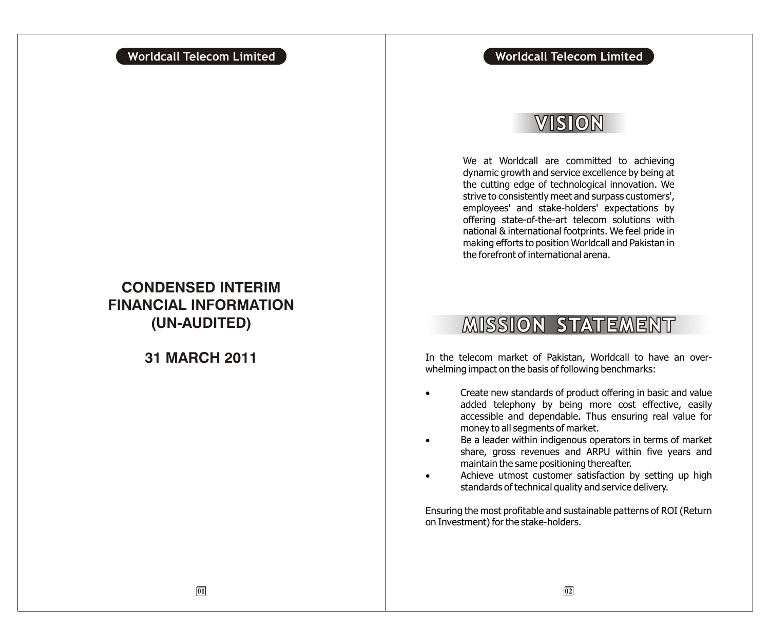# CONDENSED INTERIM FINANCIAL INFORMATION (UN-AUDITED)

## 31 MARCH 2011

## VISION

We at Worldcall are committed to achieving dynamic growth and service excellence by being at the cutting edge of technological innovation. We strive to consistently meet and surpass customers', employees' and stake-holders' expectations by offering state-of-the-art telecom solutions with national & international footprints. We feel pride in making efforts to position Worldcall and Pakistan in the forefront of international arena.

## MISSION STATEMENT

In the telecom market of Pakistan, Worldcall to have an over-whelming impact on the basis of following benchmarks:

- Create new standards of product offering in basic and value added telephony by being more cost effective, easily accessible and dependable. Thus ensuring real value for money to all segments of market.
- Be a leader within indigenous operators in terms of market share, gross revenues and ARPU within five years and maintain the same positioning thereafter.
- Achieve utmost customer satisfaction by setting up high standards of technical quality and service delivery.

Ensuring the most profitable and sustainable patterns of ROI (Return on Investment) for the stake-holders.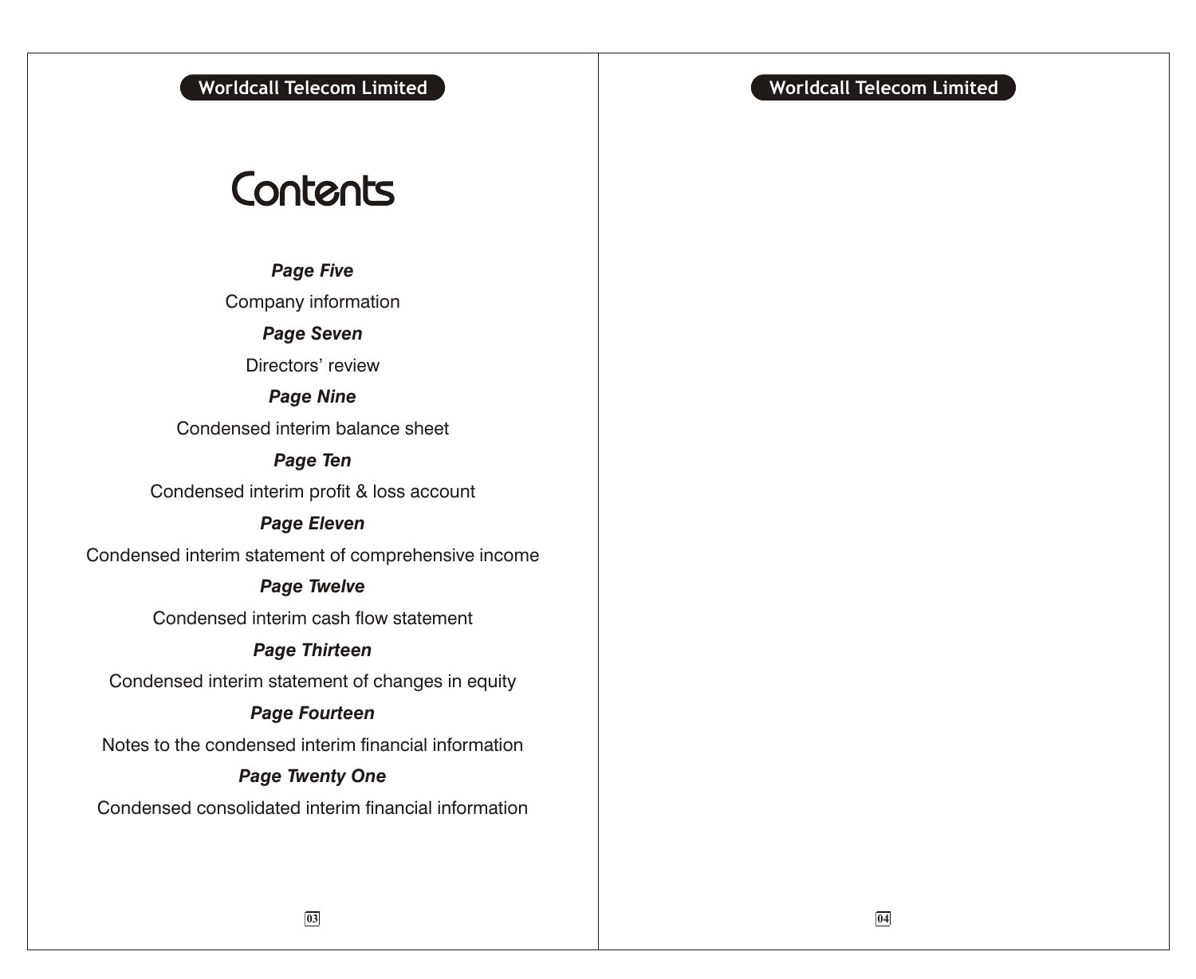# Contents

***Page Five***

Company information

***Page Seven***

Directors' review

***Page Nine***

Condensed interim balance sheet

***Page Ten***

Condensed interim profit & loss account

***Page Eleven***

Condensed interim statement of comprehensive income

***Page Twelve***

Condensed interim cash flow statement

***Page Thirteen***

Condensed interim statement of changes in equity

***Page Fourteen***

Notes to the condensed interim financial information

***Page Twenty One***

Condensed consolidated interim financial information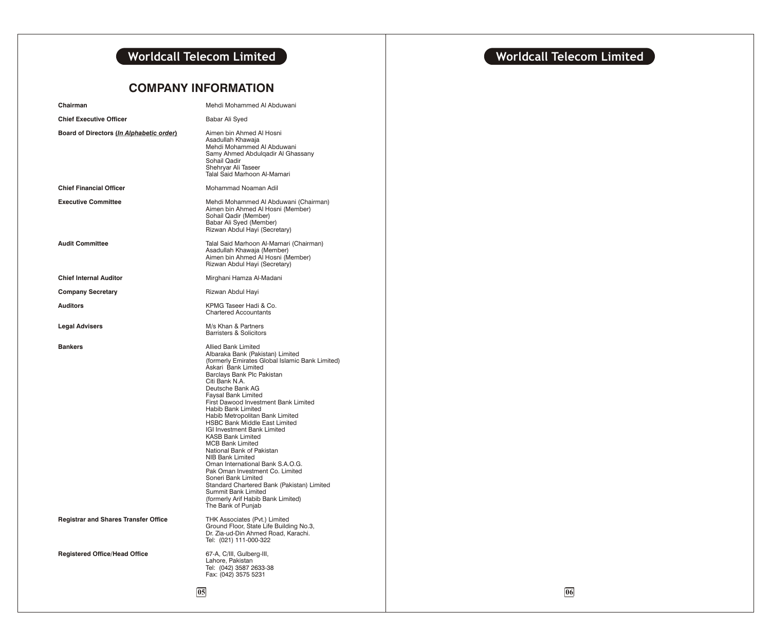# COMPANY INFORMATION

| | |
|---|---|
| **Chairman** | Mehdi Mohammed Al Abduwani |
| **Chief Executive Officer** | Babar Ali Syed |
| **Board of Directors (*In Alphabetic order*)** | Aimen bin Ahmed Al Hosni<br>Asadullah Khawaja<br>Mehdi Mohammed Al Abduwani<br>Samy Ahmed Abdulqadir Al Ghassany<br>Sohail Qadir<br>Shehryar Ali Taseer<br>Talal Said Marhoon Al-Mamari |
| **Chief Financial Officer** | Mohammad Noaman Adil |
| **Executive Committee** | Mehdi Mohammed Al Abduwani (Chairman)<br>Aimen bin Ahmed Al Hosni (Member)<br>Sohail Qadir (Member)<br>Babar Ali Syed (Member)<br>Rizwan Abdul Hayi (Secretary) |
| **Audit Committee** | Talal Said Marhoon Al-Mamari (Chairman)<br>Asadullah Khawaja (Member)<br>Aimen bin Ahmed Al Hosni (Member)<br>Rizwan Abdul Hayi (Secretary) |
| **Chief Internal Auditor** | Mirghani Hamza Al-Madani |
| **Company Secretary** | Rizwan Abdul Hayi |
| **Auditors** | KPMG Taseer Hadi & Co.<br>Chartered Accountants |
| **Legal Advisers** | M/s Khan & Partners<br>Barristers & Solicitors |
| **Bankers** | Allied Bank Limited<br>Albaraka Bank (Pakistan) Limited<br>(formerly Emirates Global Islamic Bank Limited)<br>Askari Bank Limited<br>Barclays Bank Plc Pakistan<br>Citi Bank N.A.<br>Deutsche Bank AG<br>Faysal Bank Limited<br>First Dawood Investment Bank Limited<br>Habib Bank Limited<br>Habib Metropolitan Bank Limited<br>HSBC Bank Middle East Limited<br>IGI Investment Bank Limited<br>KASB Bank Limited<br>MCB Bank Limited<br>National Bank of Pakistan<br>NIB Bank Limited<br>Oman International Bank S.A.O.G.<br>Pak Oman Investment Co. Limited<br>Soneri Bank Limited<br>Standard Chartered Bank (Pakistan) Limited<br>Summit Bank Limited<br>(formerly Arif Habib Bank Limited)<br>The Bank of Punjab |
| **Registrar and Shares Transfer Office** | THK Associates (Pvt.) Limited<br>Ground Floor, State Life Building No.3,<br>Dr. Zia-ud-Din Ahmed Road, Karachi.<br>Tel: (021) 111-000-322 |
| **Registered Office/Head Office** | 67-A, C/III, Gulberg-III,<br>Lahore, Pakistan<br>Tel: (042) 3587 2633-38<br>Fax: (042) 3575 5231 |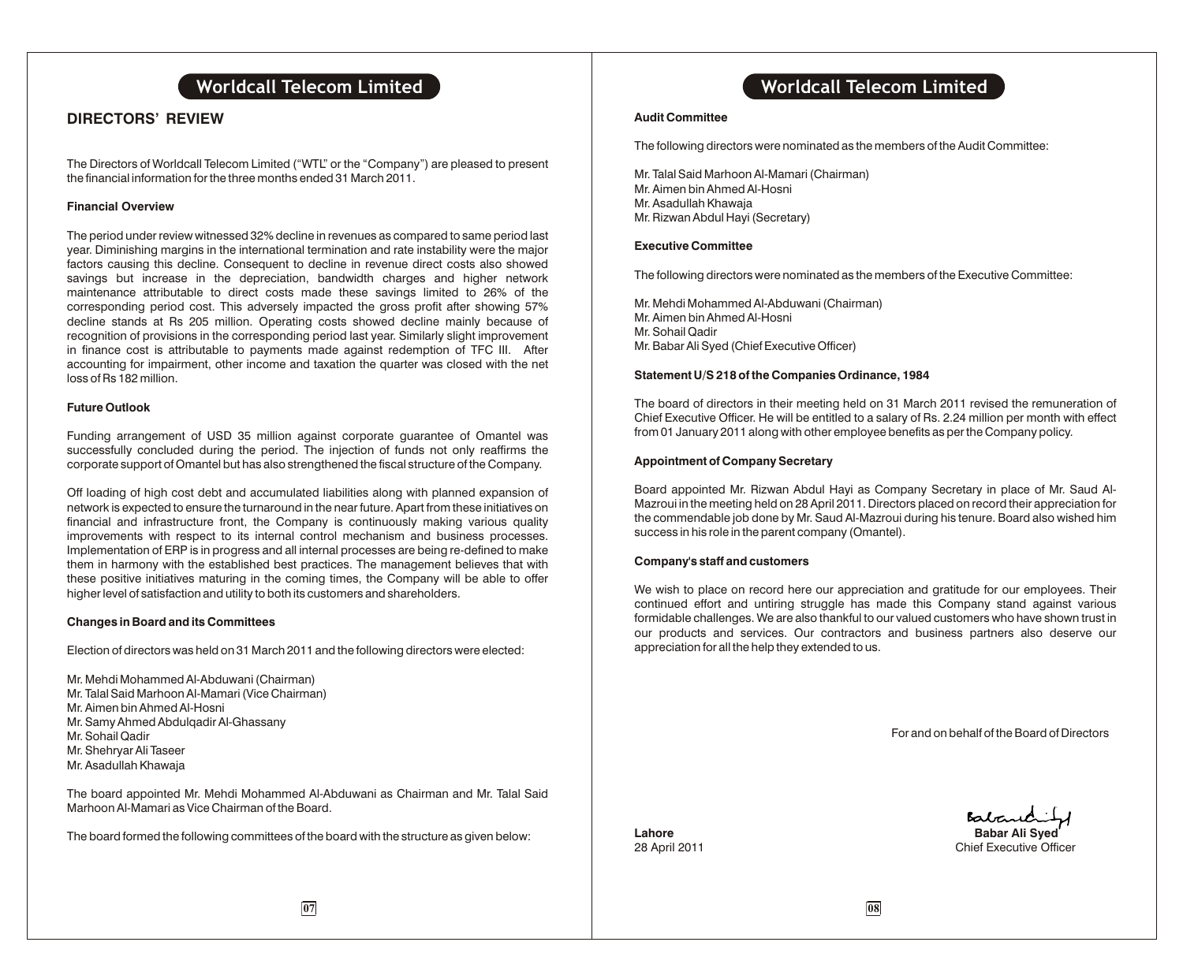## DIRECTORS' REVIEW

The Directors of Worldcall Telecom Limited ("WTL" or the "Company") are pleased to present the financial information for the three months ended 31 March 2011.

### Financial Overview

The period under review witnessed 32% decline in revenues as compared to same period last year. Diminishing margins in the international termination and rate instability were the major factors causing this decline. Consequent to decline in revenue direct costs also showed savings but increase in the depreciation, bandwidth charges and higher network maintenance attributable to direct costs made these savings limited to 26% of the corresponding period cost. This adversely impacted the gross profit after showing 57% decline stands at Rs 205 million. Operating costs showed decline mainly because of recognition of provisions in the corresponding period last year. Similarly slight improvement in finance cost is attributable to payments made against redemption of TFC III. After accounting for impairment, other income and taxation the quarter was closed with the net loss of Rs 182 million.

### Future Outlook

Funding arrangement of USD 35 million against corporate guarantee of Omantel was successfully concluded during the period. The injection of funds not only reaffirms the corporate support of Omantel but has also strengthened the fiscal structure of the Company.

Off loading of high cost debt and accumulated liabilities along with planned expansion of network is expected to ensure the turnaround in the near future. Apart from these initiatives on financial and infrastructure front, the Company is continuously making various quality improvements with respect to its internal control mechanism and business processes. Implementation of ERP is in progress and all internal processes are being re-defined to make them in harmony with the established best practices. The management believes that with these positive initiatives maturing in the coming times, the Company will be able to offer higher level of satisfaction and utility to both its customers and shareholders.

### Changes in Board and its Committees

Election of directors was held on 31 March 2011 and the following directors were elected:

Mr. Mehdi Mohammed Al-Abduwani (Chairman)
Mr. Talal Said Marhoon Al-Mamari (Vice Chairman)
Mr. Aimen bin Ahmed Al-Hosni
Mr. Samy Ahmed Abdulqadir Al-Ghassany
Mr. Sohail Qadir
Mr. Shehryar Ali Taseer
Mr. Asadullah Khawaja

The board appointed Mr. Mehdi Mohammed Al-Abduwani as Chairman and Mr. Talal Said Marhoon Al-Mamari as Vice Chairman of the Board.

The board formed the following committees of the board with the structure as given below:

### Audit Committee

The following directors were nominated as the members of the Audit Committee:

Mr. Talal Said Marhoon Al-Mamari (Chairman)
Mr. Aimen bin Ahmed Al-Hosni
Mr. Asadullah Khawaja
Mr. Rizwan Abdul Hayi (Secretary)

### Executive Committee

The following directors were nominated as the members of the Executive Committee:

Mr. Mehdi Mohammed Al-Abduwani (Chairman)
Mr. Aimen bin Ahmed Al-Hosni
Mr. Sohail Qadir
Mr. Babar Ali Syed (Chief Executive Officer)

### Statement U/S 218 of the Companies Ordinance, 1984

The board of directors in their meeting held on 31 March 2011 revised the remuneration of Chief Executive Officer. He will be entitled to a salary of Rs. 2.24 million per month with effect from 01 January 2011 along with other employee benefits as per the Company policy.

### Appointment of Company Secretary

Board appointed Mr. Rizwan Abdul Hayi as Company Secretary in place of Mr. Saud Al-Mazroui in the meeting held on 28 April 2011. Directors placed on record their appreciation for the commendable job done by Mr. Saud Al-Mazroui during his tenure. Board also wished him success in his role in the parent company (Omantel).

### Company's staff and customers

We wish to place on record here our appreciation and gratitude for our employees. Their continued effort and untiring struggle has made this Company stand against various formidable challenges. We are also thankful to our valued customers who have shown trust in our products and services. Our contractors and business partners also deserve our appreciation for all the help they extended to us.

For and on behalf of the Board of Directors

**Lahore**
28 April 2011

**Babar Ali Syed**
Chief Executive Officer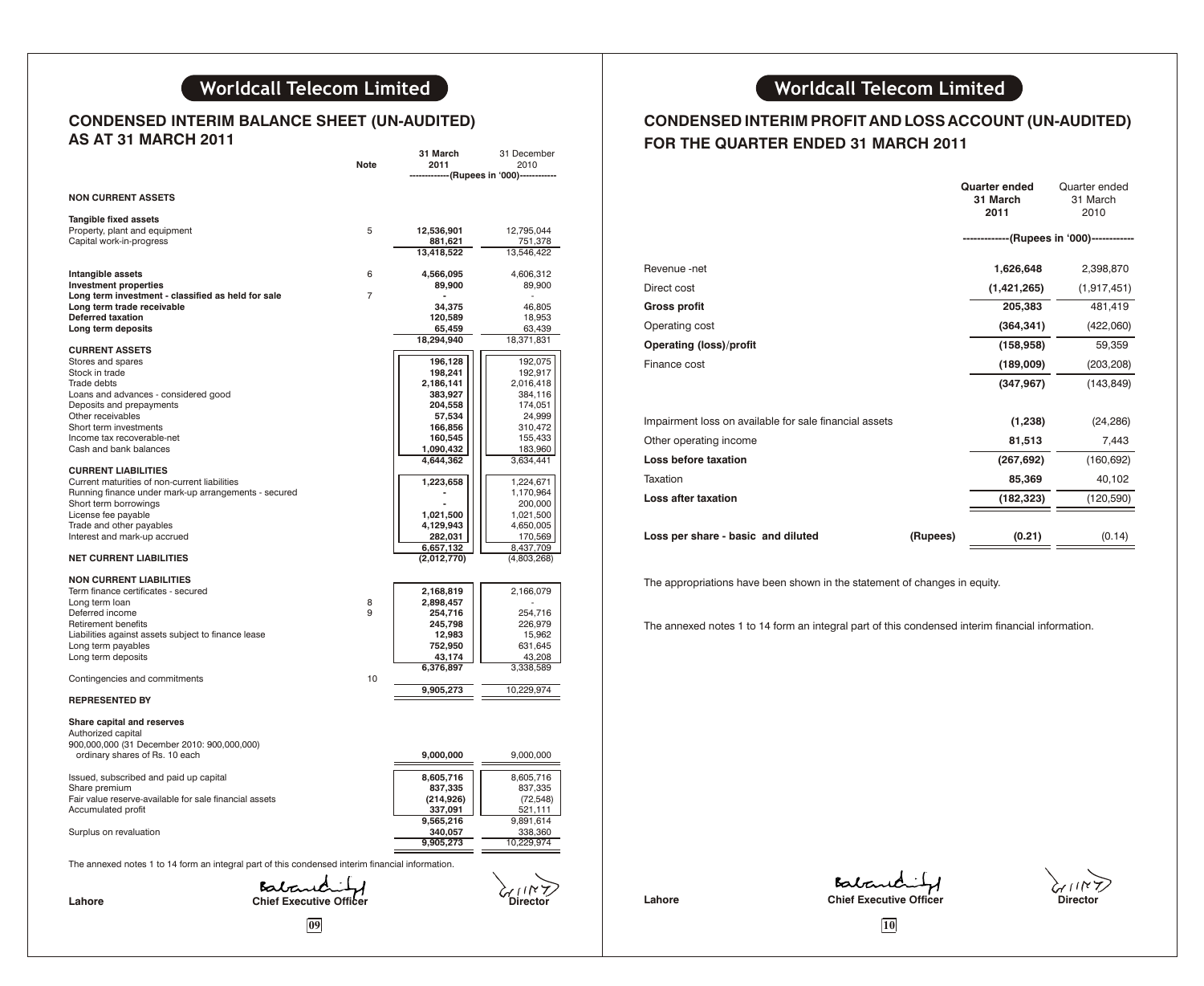# Worldcall Telecom Limited

## CONDENSED INTERIM BALANCE SHEET (UN-AUDITED) AS AT 31 MARCH 2011

| | Note | 31 March 2011 | 31 December 2010 |
|---|---|---|---|
| | | (Rupees in '000) | |
| **NON CURRENT ASSETS** | | | |
| **Tangible fixed assets** | | | |
| Property, plant and equipment | 5 | **12,536,901** | 12,795,044 |
| Capital work-in-progress | | **881,621** | 751,378 |
| | | **13,418,522** | 13,546,422 |
| **Intangible assets** | 6 | **4,566,095** | 4,606,312 |
| **Investment properties** | | **89,900** | 89,900 |
| **Long term investment - classified as held for sale** | 7 | **-** | - |
| **Long term trade receivable** | | **34,375** | 46,805 |
| **Deferred taxation** | | **120,589** | 18,953 |
| **Long term deposits** | | **65,459** | 63,439 |
| | | **18,294,940** | 18,371,831 |
| **CURRENT ASSETS** | | | |
| Stores and spares | | **196,128** | 192,075 |
| Stock in trade | | **198,241** | 192,917 |
| Trade debts | | **2,186,141** | 2,016,418 |
| Loans and advances - considered good | | **383,927** | 384,116 |
| Deposits and prepayments | | **204,558** | 174,051 |
| Other receivables | | **57,534** | 24,999 |
| Short term investments | | **166,856** | 310,472 |
| Income tax recoverable-net | | **160,545** | 155,433 |
| Cash and bank balances | | **1,090,432** | 183,960 |
| | | **4,644,362** | 3,634,441 |
| **CURRENT LIABILITIES** | | | |
| Current maturities of non-current liabilities | | **1,223,658** | 1,224,671 |
| Running finance under mark-up arrangements - secured | | **-** | 1,170,964 |
| Short term borrowings | | **-** | 200,000 |
| License fee payable | | **1,021,500** | 1,021,500 |
| Trade and other payables | | **4,129,943** | 4,650,005 |
| Interest and mark-up accrued | | **282,031** | 170,569 |
| | | **6,657,132** | 8,437,709 |
| **NET CURRENT LIABILITIES** | | **(2,012,770)** | (4,803,268) |
| **NON CURRENT LIABILITIES** | | | |
| Term finance certificates - secured | | **2,168,819** | 2,166,079 |
| Long term loan | 8 | **2,898,457** | - |
| Deferred income | 9 | **254,716** | 254,716 |
| Retirement benefits | | **245,798** | 226,979 |
| Liabilities against assets subject to finance lease | | **12,983** | 15,962 |
| Long term payables | | **752,950** | 631,645 |
| Long term deposits | | **43,174** | 43,208 |
| | | **6,376,897** | 3,338,589 |
| Contingencies and commitments | 10 | | |
| | | **9,905,273** | 10,229,974 |
| **REPRESENTED BY** | | | |
| **Share capital and reserves** | | | |
| Authorized capital | | | |
| 900,000,000 (31 December 2010: 900,000,000) ordinary shares of Rs. 10 each | | **9,000,000** | 9,000,000 |
| Issued, subscribed and paid up capital | | **8,605,716** | 8,605,716 |
| Share premium | | **837,335** | 837,335 |
| Fair value reserve-available for sale financial assets | | **(214,926)** | (72,548) |
| Accumulated profit | | **337,091** | 521,111 |
| | | **9,565,216** | 9,891,614 |
| Surplus on revaluation | | **340,057** | 338,360 |
| | | **9,905,273** | 10,229,974 |

The annexed notes 1 to 14 form an integral part of this condensed interim financial information.

Lahore | **Chief Executive Officer** | **Director**

# Worldcall Telecom Limited

## CONDENSED INTERIM PROFIT AND LOSS ACCOUNT (UN-AUDITED) FOR THE QUARTER ENDED 31 MARCH 2011

| | | Quarter ended 31 March 2011 | Quarter ended 31 March 2010 |
|---|---|---|---|
| | | (Rupees in '000) | |
| Revenue -net | | **1,626,648** | 2,398,870 |
| Direct cost | | **(1,421,265)** | (1,917,451) |
| **Gross profit** | | **205,383** | 481,419 |
| Operating cost | | **(364,341)** | (422,060) |
| **Operating (loss)/profit** | | **(158,958)** | 59,359 |
| Finance cost | | **(189,009)** | (203,208) |
| | | **(347,967)** | (143,849) |
| Impairment loss on available for sale financial assets | | **(1,238)** | (24,286) |
| Other operating income | | **81,513** | 7,443 |
| **Loss before taxation** | | **(267,692)** | (160,692) |
| Taxation | | **85,369** | 40,102 |
| **Loss after taxation** | | **(182,323)** | (120,590) |
| **Loss per share - basic and diluted** | (Rupees) | **(0.21)** | (0.14) |

The appropriations have been shown in the statement of changes in equity.

The annexed notes 1 to 14 form an integral part of this condensed interim financial information.

Lahore | **Chief Executive Officer** | **Director**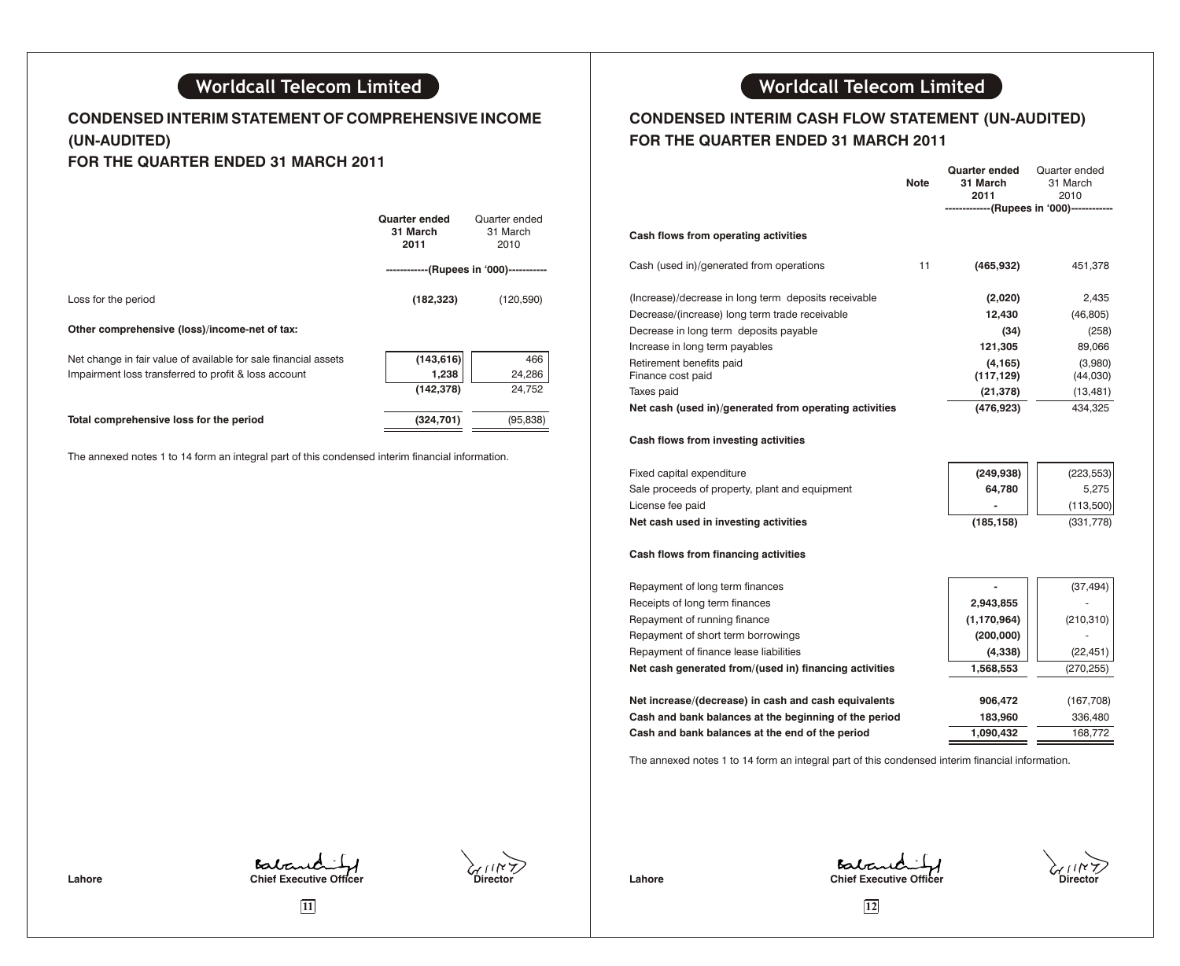## CONDENSED INTERIM STATEMENT OF COMPREHENSIVE INCOME (UN-AUDITED)

### FOR THE QUARTER ENDED 31 MARCH 2011

| | Quarter ended 31 March 2011 | Quarter ended 31 March 2010 |
|---|---|---|
| | ------------(Rupees in '000)---------- | |
| Loss for the period | (182,323) | (120,590) |
| **Other comprehensive (loss)/income-net of tax:** | | |
| Net change in fair value of available for sale financial assets | (143,616) | 466 |
| Impairment loss transferred to profit & loss account | 1,238 | 24,286 |
| | (142,378) | 24,752 |
| **Total comprehensive loss for the period** | (324,701) | (95,838) |

The annexed notes 1 to 14 form an integral part of this condensed interim financial information.

Lahore

Chief Executive Officer

Director

## CONDENSED INTERIM CASH FLOW STATEMENT (UN-AUDITED)

### FOR THE QUARTER ENDED 31 MARCH 2011

| | Note | Quarter ended 31 March 2011 | Quarter ended 31 March 2010 |
|---|---|---|---|
| | | -------------(Rupees in '000)------------ | |
| **Cash flows from operating activities** | | | |
| Cash (used in)/generated from operations | 11 | (465,932) | 451,378 |
| (Increase)/decrease in long term deposits receivable | | (2,020) | 2,435 |
| Decrease/(increase) long term trade receivable | | 12,430 | (46,805) |
| Decrease in long term deposits payable | | (34) | (258) |
| Increase in long term payables | | 121,305 | 89,066 |
| Retirement benefits paid | | (4,165) | (3,980) |
| Finance cost paid | | (117,129) | (44,030) |
| Taxes paid | | (21,378) | (13,481) |
| **Net cash (used in)/generated from operating activities** | | (476,923) | 434,325 |
| **Cash flows from investing activities** | | | |
| Fixed capital expenditure | | (249,938) | (223,553) |
| Sale proceeds of property, plant and equipment | | 64,780 | 5,275 |
| License fee paid | | - | (113,500) |
| **Net cash used in investing activities** | | (185,158) | (331,778) |
| **Cash flows from financing activities** | | | |
| Repayment of long term finances | | - | (37,494) |
| Receipts of long term finances | | 2,943,855 | - |
| Repayment of running finance | | (1,170,964) | (210,310) |
| Repayment of short term borrowings | | (200,000) | - |
| Repayment of finance lease liabilities | | (4,338) | (22,451) |
| **Net cash generated from/(used in) financing activities** | | 1,568,553 | (270,255) |
| **Net increase/(decrease) in cash and cash equivalents** | | 906,472 | (167,708) |
| **Cash and bank balances at the beginning of the period** | | 183,960 | 336,480 |
| **Cash and bank balances at the end of the period** | | 1,090,432 | 168,772 |

The annexed notes 1 to 14 form an integral part of this condensed interim financial information.

Lahore

Chief Executive Officer

Director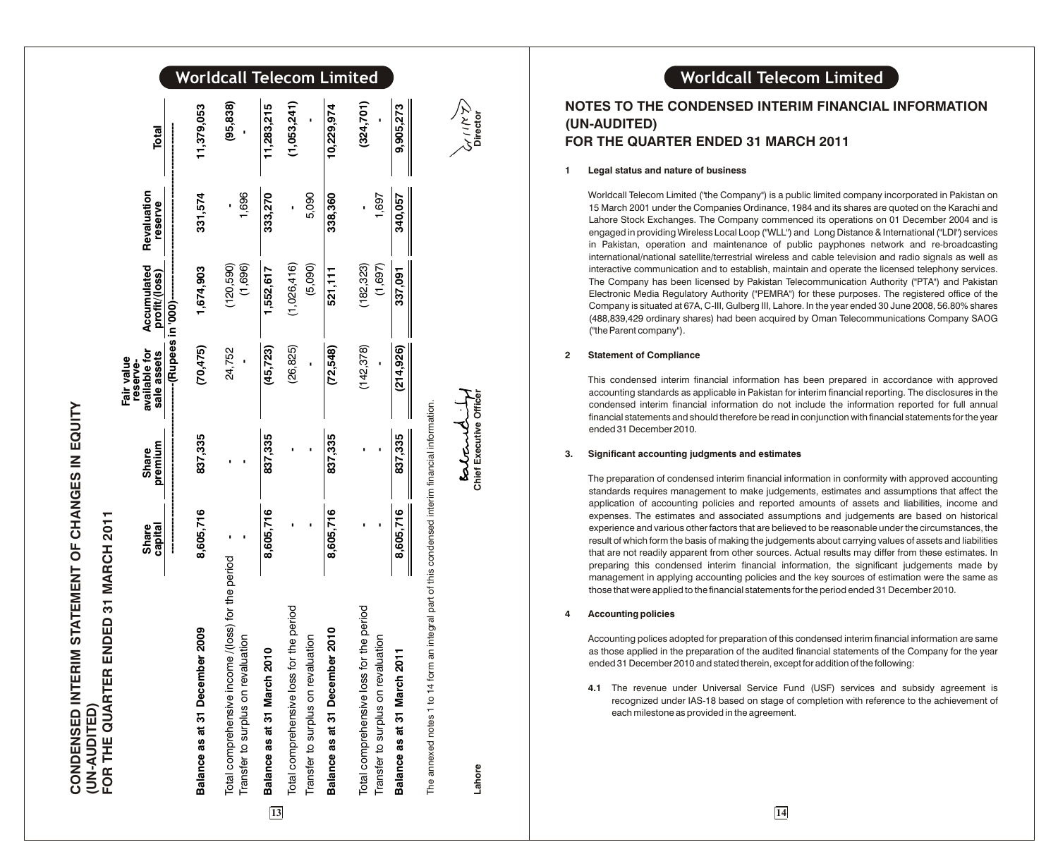# CONDENSED INTERIM STATEMENT OF CHANGES IN EQUITY (UN-AUDITED)
## FOR THE QUARTER ENDED 31 MARCH 2011

| | Share capital | Share premium | Fair value reserve-available for sale assets | Accumulated profit/(loss) | Revaluation reserve | Total |
|---|---|---|---|---|---|---|
| | (Rupees in '000) | | | | | |
| **Balance as at 31 December 2009** | **8,605,716** | **837,335** | **(70,475)** | **1,674,903** | **331,574** | **11,379,053** |
| Total comprehensive income /(loss) for the period | - | - | 24,752 | (120,590) | - | (95,838) |
| Transfer to surplus on revaluation | - | - | - | (1,696) | 1,696 | - |
| **Balance as at 31 March 2010** | **8,605,716** | **837,335** | **(45,723)** | **1,552,617** | **333,270** | **11,283,215** |
| Total comprehensive loss for the period | - | - | (26,825) | (1,026,416) | - | (1,053,241) |
| Transfer to surplus on revaluation | - | - | - | (5,090) | 5,090 | - |
| **Balance as at 31 December 2010** | **8,605,716** | **837,335** | **(72,548)** | **521,111** | **338,360** | **10,229,974** |
| Total comprehensive loss for the period | - | - | (142,378) | (182,323) | - | (324,701) |
| Transfer to surplus on revaluation | - | - | - | (1,697) | 1,697 | - |
| **Balance as at 31 March 2011** | **8,605,716** | **837,335** | **(214,926)** | **337,091** | **340,057** | **9,905,273** |

The annexed notes 1 to 14 form an integral part of this condensed interim financial information.

Lahore

Chief Executive Officer

Director

# NOTES TO THE CONDENSED INTERIM FINANCIAL INFORMATION (UN-AUDITED)
## FOR THE QUARTER ENDED 31 MARCH 2011

**1 Legal status and nature of business**

Worldcall Telecom Limited ("the Company") is a public limited company incorporated in Pakistan on 15 March 2001 under the Companies Ordinance, 1984 and its shares are quoted on the Karachi and Lahore Stock Exchanges. The Company commenced its operations on 01 December 2004 and is engaged in providing Wireless Local Loop ("WLL") and Long Distance & International ("LDI") services in Pakistan, operation and maintenance of public payphones network and re-broadcasting international/national satellite/terrestrial wireless and cable television and radio signals as well as interactive communication and to establish, maintain and operate the licensed telephony services. The Company has been licensed by Pakistan Telecommunication Authority ("PTA") and Pakistan Electronic Media Regulatory Authority ("PEMRA") for these purposes. The registered office of the Company is situated at 67A, C-III, Gulberg III, Lahore. In the year ended 30 June 2008, 56.80% shares (488,839,429 ordinary shares) had been acquired by Oman Telecommunications Company SAOG ("the Parent company").

**2 Statement of Compliance**

This condensed interim financial information has been prepared in accordance with approved accounting standards as applicable in Pakistan for interim financial reporting. The disclosures in the condensed interim financial information do not include the information reported for full annual financial statements and should therefore be read in conjunction with financial statements for the year ended 31 December 2010.

**3. Significant accounting judgments and estimates**

The preparation of condensed interim financial information in conformity with approved accounting standards requires management to make judgements, estimates and assumptions that affect the application of accounting policies and reported amounts of assets and liabilities, income and expenses. The estimates and associated assumptions and judgements are based on historical experience and various other factors that are believed to be reasonable under the circumstances, the result of which form the basis of making the judgements about carrying values of assets and liabilities that are not readily apparent from other sources. Actual results may differ from these estimates. In preparing this condensed interim financial information, the significant judgements made by management in applying accounting policies and the key sources of estimation were the same as those that were applied to the financial statements for the period ended 31 December 2010.

**4 Accounting policies**

Accounting polices adopted for preparation of this condensed interim financial information are same as those applied in the preparation of the audited financial statements of the Company for the year ended 31 December 2010 and stated therein, except for addition of the following:

**4.1** The revenue under Universal Service Fund (USF) services and subsidy agreement is recognized under IAS-18 based on stage of completion with reference to the achievement of each milestone as provided in the agreement.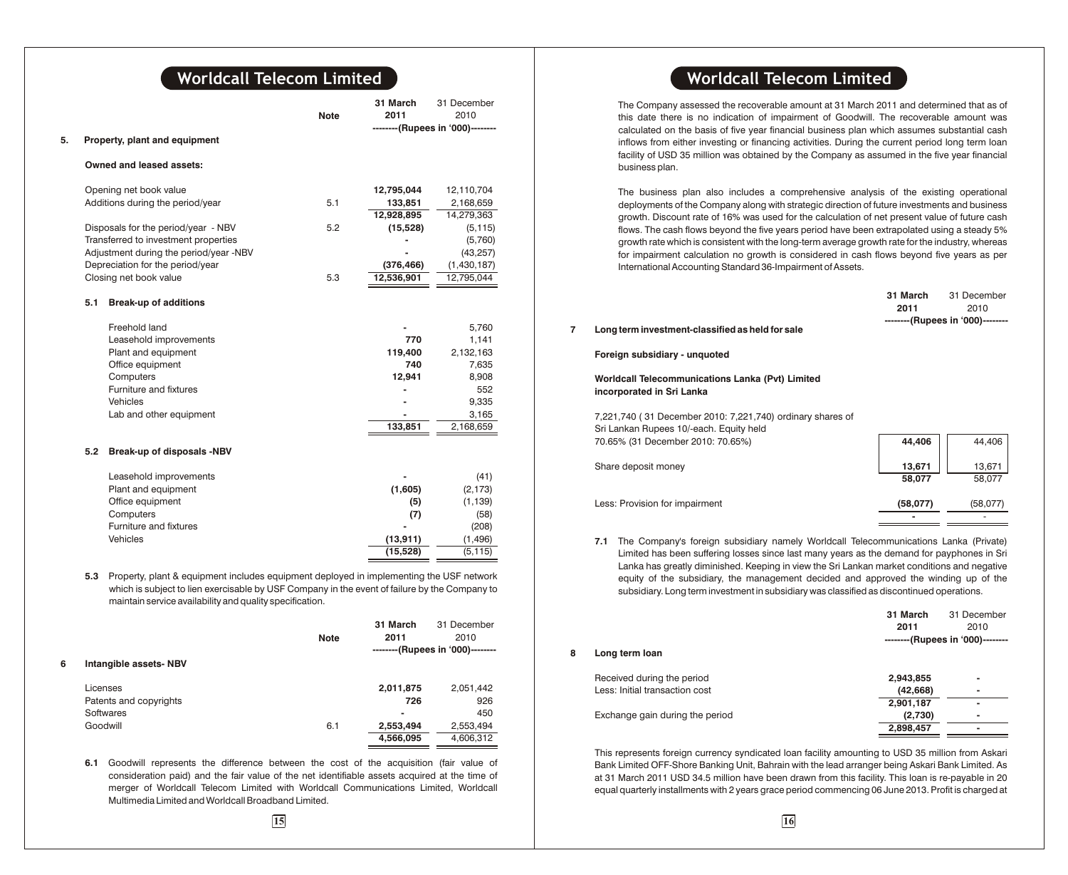## 5. Property, plant and equipment

| | Note | 31 March 2011 | 31 December 2010 |
|---|---|---|---|
| | | --------(Rupees in '000)-------- | |
| **Owned and leased assets:** | | | |
| Opening net book value | | **12,795,044** | 12,110,704 |
| Additions during the period/year | 5.1 | **133,851** | 2,168,659 |
| | | **12,928,895** | 14,279,363 |
| Disposals for the period/year - NBV | 5.2 | **(15,528)** | (5,115) |
| Transferred to investment properties | | **-** | (5,760) |
| Adjustment during the period/year -NBV | | **-** | (43,257) |
| Depreciation for the period/year | | **(376,466)** | (1,430,187) |
| Closing net book value | 5.3 | **12,536,901** | 12,795,044 |

### 5.1 Break-up of additions

| | 31 March 2011 | 31 December 2010 |
|---|---|---|
| Freehold land | **-** | 5,760 |
| Leasehold improvements | **770** | 1,141 |
| Plant and equipment | **119,400** | 2,132,163 |
| Office equipment | **740** | 7,635 |
| Computers | **12,941** | 8,908 |
| Furniture and fixtures | **-** | 552 |
| Vehicles | **-** | 9,335 |
| Lab and other equipment | **-** | 3,165 |
| | **133,851** | 2,168,659 |

### 5.2 Break-up of disposals -NBV

| | 31 March 2011 | 31 December 2010 |
|---|---|---|
| Leasehold improvements | **-** | (41) |
| Plant and equipment | **(1,605)** | (2,173) |
| Office equipment | **(5)** | (1,139) |
| Computers | **(7)** | (58) |
| Furniture and fixtures | **-** | (208) |
| Vehicles | **(13,911)** | (1,496) |
| | **(15,528)** | (5,115) |

**5.3** Property, plant & equipment includes equipment deployed in implementing the USF network which is subject to lien exercisable by USF Company in the event of failure by the Company to maintain service availability and quality specification.

## 6 Intangible assets- NBV

| | Note | 31 March 2011 | 31 December 2010 |
|---|---|---|---|
| | | --------(Rupees in '000)-------- | |
| Licenses | | **2,011,875** | 2,051,442 |
| Patents and copyrights | | **726** | 926 |
| Softwares | | **-** | 450 |
| Goodwill | 6.1 | **2,553,494** | 2,553,494 |
| | | **4,566,095** | 4,606,312 |

**6.1** Goodwill represents the difference between the cost of the acquisition (fair value of consideration paid) and the fair value of the net identifiable assets acquired at the time of merger of Worldcall Telecom Limited with Worldcall Communications Limited, Worldcall Multimedia Limited and Worldcall Broadband Limited.

The Company assessed the recoverable amount at 31 March 2011 and determined that as of this date there is no indication of impairment of Goodwill. The recoverable amount was calculated on the basis of five year financial business plan which assumes substantial cash inflows from either investing or financing activities. During the current period long term loan facility of USD 35 million was obtained by the Company as assumed in the five year financial business plan.

The business plan also includes a comprehensive analysis of the existing operational deployments of the Company along with strategic direction of future investments and business growth. Discount rate of 16% was used for the calculation of net present value of future cash flows. The cash flows beyond the five years period have been extrapolated using a steady 5% growth rate which is consistent with the long-term average growth rate for the industry, whereas for impairment calculation no growth is considered in cash flows beyond five years as per International Accounting Standard 36-Impairment of Assets.

## 7 Long term investment-classified as held for sale

| | 31 March 2011 | 31 December 2010 |
|---|---|---|
| | --------(Rupees in '000)-------- | |
| **Foreign subsidiary - unquoted** | | |
| **Worldcall Telecommunications Lanka (Pvt) Limited incorporated in Sri Lanka** | | |
| 7,221,740 ( 31 December 2010: 7,221,740) ordinary shares of Sri Lankan Rupees 10/-each. Equity held 70.65% (31 December 2010: 70.65%) | **44,406** | 44,406 |
| Share deposit money | **13,671** | 13,671 |
| | **58,077** | 58,077 |
| Less: Provision for impairment | **(58,077)** | (58,077) |
| | **-** | - |

**7.1** The Company's foreign subsidiary namely Worldcall Telecommunications Lanka (Private) Limited has been suffering losses since last many years as the demand for payphones in Sri Lanka has greatly diminished. Keeping in view the Sri Lankan market conditions and negative equity of the subsidiary, the management decided and approved the winding up of the subsidiary. Long term investment in subsidiary was classified as discontinued operations.

## 8 Long term loan

| | 31 March 2011 | 31 December 2010 |
|---|---|---|
| | --------(Rupees in '000)-------- | |
| Received during the period | **2,943,855** | - |
| Less: Initial transaction cost | **(42,668)** | - |
| | **2,901,187** | - |
| Exchange gain during the period | **(2,730)** | - |
| | **2,898,457** | - |

This represents foreign currency syndicated loan facility amounting to USD 35 million from Askari Bank Limited OFF-Shore Banking Unit, Bahrain with the lead arranger being Askari Bank Limited. As at 31 March 2011 USD 34.5 million have been drawn from this facility. This loan is re-payable in 20 equal quarterly installments with 2 years grace period commencing 06 June 2013. Profit is charged at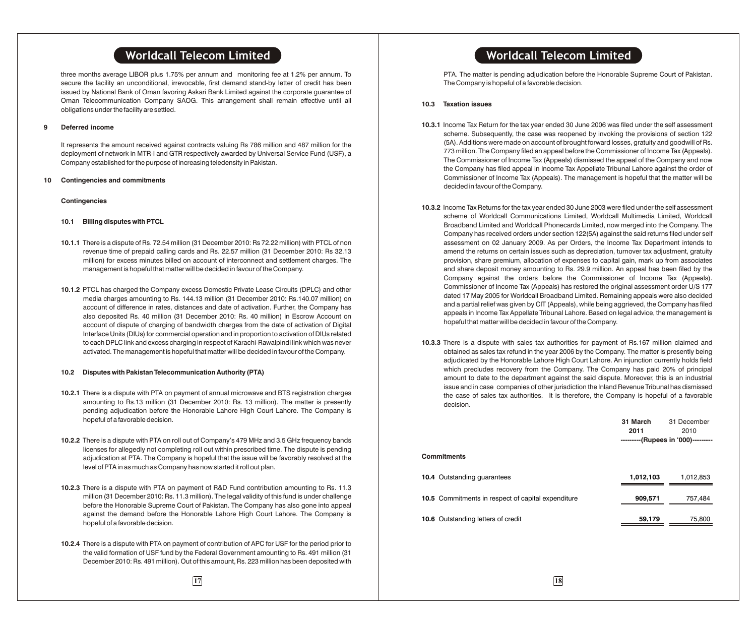three months average LIBOR plus 1.75% per annum and monitoring fee at 1.2% per annum. To secure the facility an unconditional, irrevocable, first demand stand-by letter of credit has been issued by National Bank of Oman favoring Askari Bank Limited against the corporate guarantee of Oman Telecommunication Company SAOG. This arrangement shall remain effective until all obligations under the facility are settled.

**9 Deferred income**

It represents the amount received against contracts valuing Rs 786 million and 487 million for the deployment of network in MTR-I and GTR respectively awarded by Universal Service Fund (USF), a Company established for the purpose of increasing teledensity in Pakistan.

**10 Contingencies and commitments**

**Contingencies**

**10.1 Billing disputes with PTCL**

**10.1.1** There is a dispute of Rs. 72.54 million (31 December 2010: Rs 72.22 million) with PTCL of non revenue time of prepaid calling cards and Rs. 22.57 million (31 December 2010: Rs 32.13 million) for excess minutes billed on account of interconnect and settlement charges. The management is hopeful that matter will be decided in favour of the Company.

**10.1.2** PTCL has charged the Company excess Domestic Private Lease Circuits (DPLC) and other media charges amounting to Rs. 144.13 million (31 December 2010: Rs.140.07 million) on account of difference in rates, distances and date of activation. Further, the Company has also deposited Rs. 40 million (31 December 2010: Rs. 40 million) in Escrow Account on account of dispute of charging of bandwidth charges from the date of activation of Digital Interface Units (DIUs) for commercial operation and in proportion to activation of DIUs related to each DPLC link and excess charging in respect of Karachi-Rawalpindi link which was never activated. The management is hopeful that matter will be decided in favour of the Company.

**10.2 Disputes with Pakistan Telecommunication Authority (PTA)**

**10.2.1** There is a dispute with PTA on payment of annual microwave and BTS registration charges amounting to Rs.13 million (31 December 2010: Rs. 13 million). The matter is presently pending adjudication before the Honorable Lahore High Court Lahore. The Company is hopeful of a favorable decision.

**10.2.2** There is a dispute with PTA on roll out of Company's 479 MHz and 3.5 GHz frequency bands licenses for allegedly not completing roll out within prescribed time. The dispute is pending adjudication at PTA. The Company is hopeful that the issue will be favorably resolved at the level of PTA in as much as Company has now started it roll out plan.

**10.2.3** There is a dispute with PTA on payment of R&D Fund contribution amounting to Rs. 11.3 million (31 December 2010: Rs. 11.3 million). The legal validity of this fund is under challenge before the Honorable Supreme Court of Pakistan. The Company has also gone into appeal against the demand before the Honorable Lahore High Court Lahore. The Company is hopeful of a favorable decision.

**10.2.4** There is a dispute with PTA on payment of contribution of APC for USF for the period prior to the valid formation of USF fund by the Federal Government amounting to Rs. 491 million (31 December 2010: Rs. 491 million). Out of this amount, Rs. 223 million has been deposited with PTA. The matter is pending adjudication before the Honorable Supreme Court of Pakistan. The Company is hopeful of a favorable decision.

**10.3 Taxation issues**

**10.3.1** Income Tax Return for the tax year ended 30 June 2006 was filed under the self assessment scheme. Subsequently, the case was reopened by invoking the provisions of section 122 (5A). Additions were made on account of brought forward losses, gratuity and goodwill of Rs. 773 million. The Company filed an appeal before the Commissioner of Income Tax (Appeals). The Commissioner of Income Tax (Appeals) dismissed the appeal of the Company and now the Company has filed appeal in Income Tax Appellate Tribunal Lahore against the order of Commissioner of Income Tax (Appeals). The management is hopeful that the matter will be decided in favour of the Company.

**10.3.2** Income Tax Returns for the tax year ended 30 June 2003 were filed under the self assessment scheme of Worldcall Communications Limited, Worldcall Multimedia Limited, Worldcall Broadband Limited and Worldcall Phonecards Limited, now merged into the Company. The Company has received orders under section 122(5A) against the said returns filed under self assessment on 02 January 2009. As per Orders, the Income Tax Department intends to amend the returns on certain issues such as depreciation, turnover tax adjustment, gratuity provision, share premium, allocation of expenses to capital gain, mark up from associates and share deposit money amounting to Rs. 29.9 million. An appeal has been filed by the Company against the orders before the Commissioner of Income Tax (Appeals). Commissioner of Income Tax (Appeals) has restored the original assessment order U/S 177 dated 17 May 2005 for Worldcall Broadband Limited. Remaining appeals were also decided and a partial relief was given by CIT (Appeals), while being aggrieved, the Company has filed appeals in Income Tax Appellate Tribunal Lahore. Based on legal advice, the management is hopeful that matter will be decided in favour of the Company.

**10.3.3** There is a dispute with sales tax authorities for payment of Rs.167 million claimed and obtained as sales tax refund in the year 2006 by the Company. The matter is presently being adjudicated by the Honorable Lahore High Court Lahore. An injunction currently holds field which precludes recovery from the Company. The Company has paid 20% of principal amount to date to the department against the said dispute. Moreover, this is an industrial issue and in case companies of other jurisdiction the Inland Revenue Tribunal has dismissed the case of sales tax authorities. It is therefore, the Company is hopeful of a favorable decision.

| | **31 March 2011** | 31 December 2010 |
|---|---|---|
| | ---------(Rupees in '000)--------- | |
| **Commitments** | | |
| 10.4 Outstanding guarantees | **1,012,103** | 1,012,853 |
| 10.5 Commitments in respect of capital expenditure | **909,571** | 757,484 |
| 10.6 Outstanding letters of credit | **59,179** | 75,800 |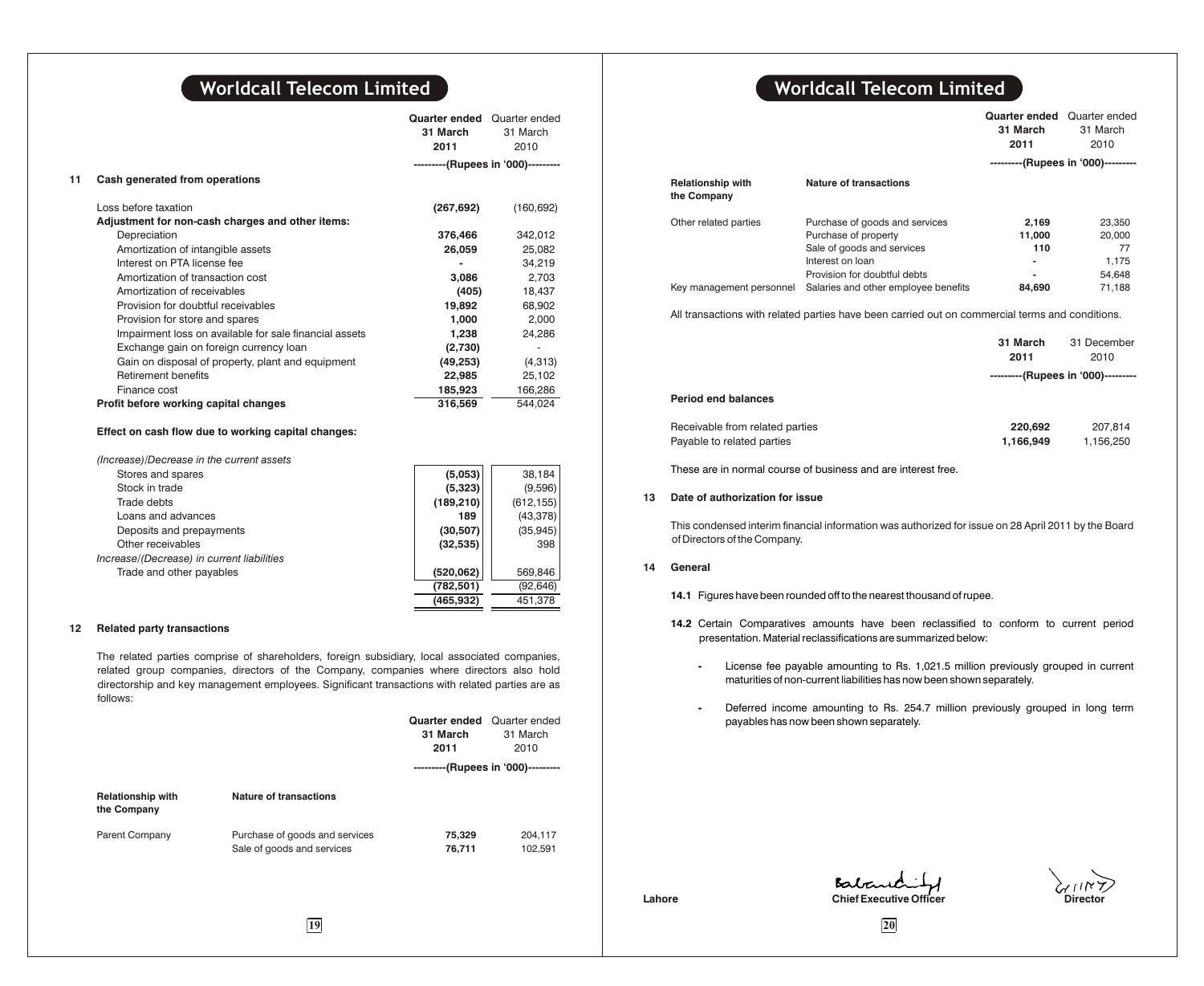## 11 Cash generated from operations

| | Quarter ended 31 March 2011 | Quarter ended 31 March 2010 |
|---|---|---|
| | ---------(Rupees in '000)--------- | |
| Loss before taxation | **(267,692)** | (160,692) |
| **Adjustment for non-cash charges and other items:** | | |
| Depreciation | **376,466** | 342,012 |
| Amortization of intangible assets | **26,059** | 25,082 |
| Interest on PTA license fee | **-** | 34,219 |
| Amortization of transaction cost | **3,086** | 2,703 |
| Amortization of receivables | **(405)** | 18,437 |
| Provision for doubtful receivables | **19,892** | 68,902 |
| Provision for store and spares | **1,000** | 2,000 |
| Impairment loss on available for sale financial assets | **1,238** | 24,286 |
| Exchange gain on foreign currency loan | **(2,730)** | - |
| Gain on disposal of property, plant and equipment | **(49,253)** | (4,313) |
| Retirement benefits | **22,985** | 25,102 |
| Finance cost | **185,923** | 166,286 |
| **Profit before working capital changes** | **316,569** | 544,024 |
| **Effect on cash flow due to working capital changes:** | | |
| *(Increase)/Decrease in the current assets* | | |
| Stores and spares | **(5,053)** | 38,184 |
| Stock in trade | **(5,323)** | (9,596) |
| Trade debts | **(189,210)** | (612,155) |
| Loans and advances | **189** | (43,378) |
| Deposits and prepayments | **(30,507)** | (35,945) |
| Other receivables | **(32,535)** | 398 |
| *Increase/(Decrease) in current liabilities* | | |
| Trade and other payables | **(520,062)** | 569,846 |
| | **(782,501)** | (92,646) |
| | **(465,932)** | 451,378 |

## 12 Related party transactions

The related parties comprise of shareholders, foreign subsidiary, local associated companies, related group companies, directors of the Company, companies where directors also hold directorship and key management employees. Significant transactions with related parties are as follows:

| Relationship with the Company | Nature of transactions | Quarter ended 31 March 2011 | Quarter ended 31 March 2010 |
|---|---|---|---|
| | | ---------(Rupees in '000)--------- | |
| Parent Company | Purchase of goods and services | **75,329** | 204,117 |
| | Sale of goods and services | **76,711** | 102,591 |
| Other related parties | Purchase of goods and services | **2,169** | 23,350 |
| | Purchase of property | **11,000** | 20,000 |
| | Sale of goods and services | **110** | 77 |
| | Interest on loan | **-** | 1,175 |
| | Provision for doubtful debts | **-** | 54,648 |
| Key management personnel | Salaries and other employee benefits | **84,690** | 71,188 |

All transactions with related parties have been carried out on commercial terms and conditions.

| | 31 March 2011 | 31 December 2010 |
|---|---|---|
| | ---------(Rupees in '000)--------- | |
| **Period end balances** | | |
| Receivable from related parties | **220,692** | 207,814 |
| Payable to related parties | **1,166,949** | 1,156,250 |

These are in normal course of business and are interest free.

## 13 Date of authorization for issue

This condensed interim financial information was authorized for issue on 28 April 2011 by the Board of Directors of the Company.

## 14 General

**14.1** Figures have been rounded off to the nearest thousand of rupee.

**14.2** Certain Comparatives amounts have been reclassified to conform to current period presentation. Material reclassifications are summarized below:

- License fee payable amounting to Rs. 1,021.5 million previously grouped in current maturities of non-current liabilities has now been shown separately.
- Deferred income amounting to Rs. 254.7 million previously grouped in long term payables has now been shown separately.

Lahore

**Chief Executive Officer** **Director**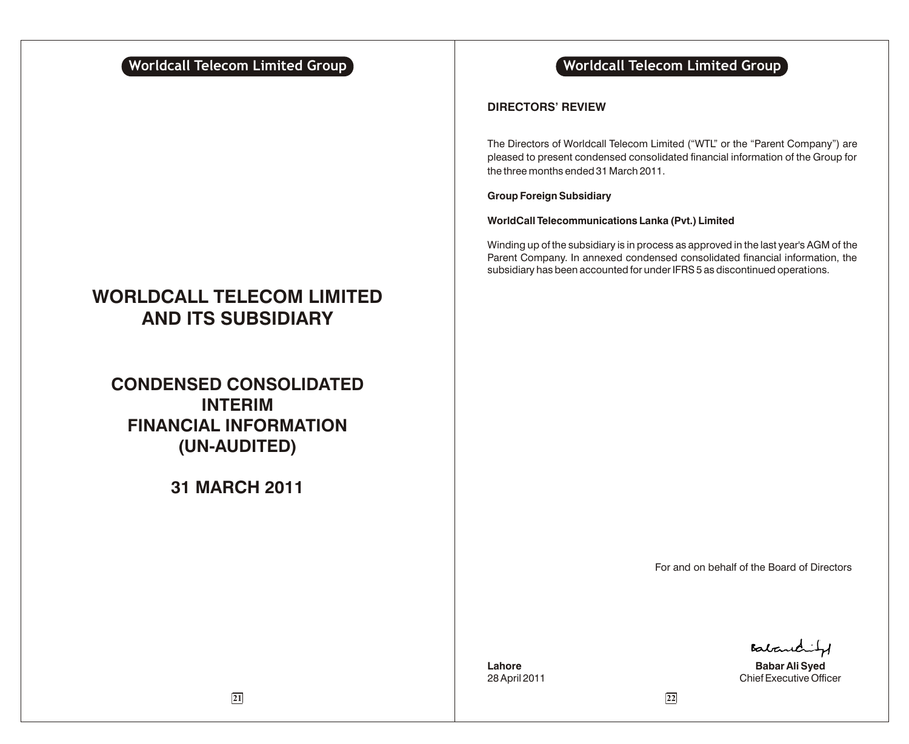# WORLDCALL TELECOM LIMITED AND ITS SUBSIDIARY

## CONDENSED CONSOLIDATED INTERIM FINANCIAL INFORMATION (UN-AUDITED)

## 31 MARCH 2011

## DIRECTORS' REVIEW

The Directors of Worldcall Telecom Limited ("WTL" or the "Parent Company") are pleased to present condensed consolidated financial information of the Group for the three months ended 31 March 2011.

**Group Foreign Subsidiary**

**WorldCall Telecommunications Lanka (Pvt.) Limited**

Winding up of the subsidiary is in process as approved in the last year's AGM of the Parent Company. In annexed condensed consolidated financial information, the subsidiary has been accounted for under IFRS 5 as discontinued operations.

For and on behalf of the Board of Directors

**Lahore**
28 April 2011

**Babar Ali Syed**
Chief Executive Officer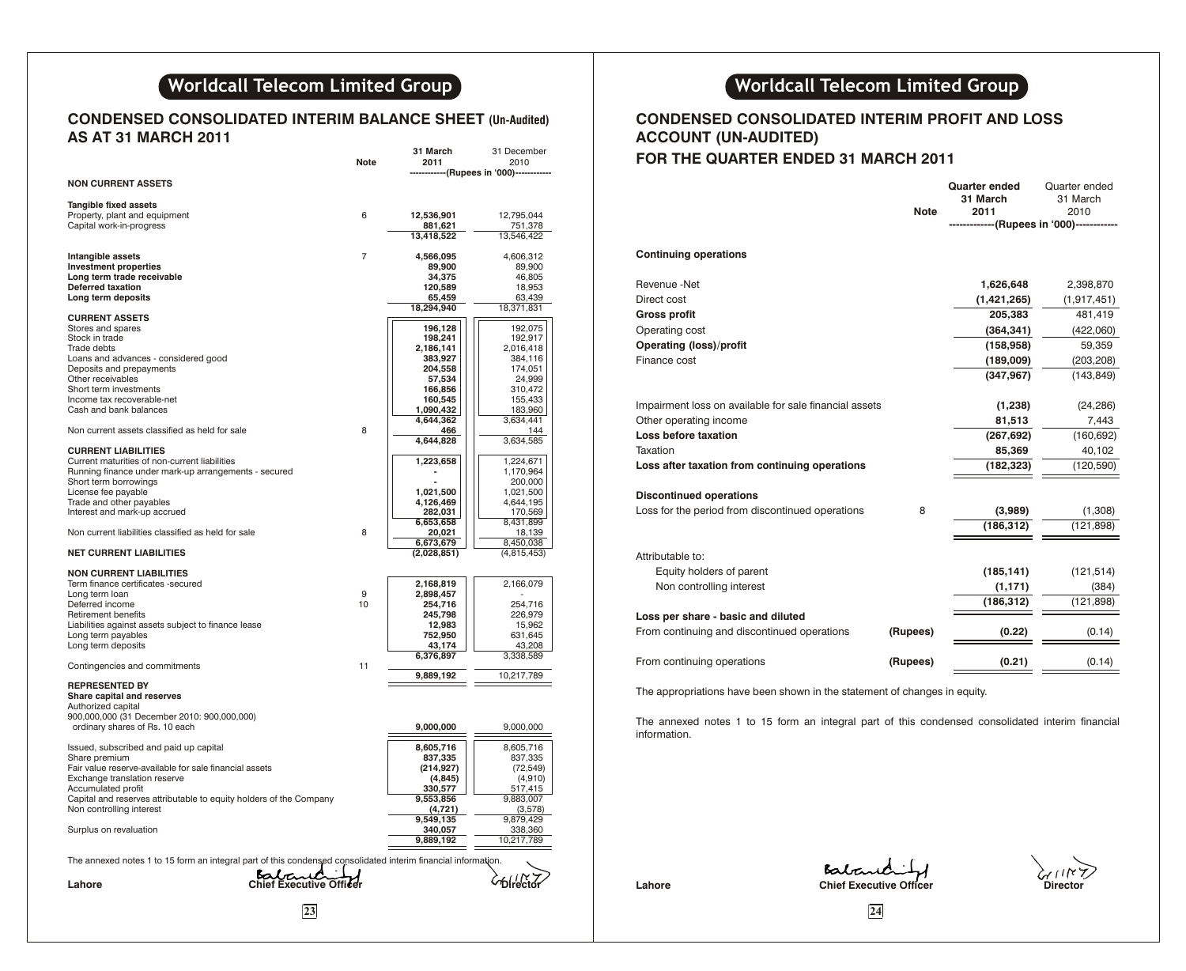## Worldcall Telecom Limited Group

### CONDENSED CONSOLIDATED INTERIM BALANCE SHEET (Un-Audited)
### AS AT 31 MARCH 2011

| | Note | 31 March 2011 | 31 December 2010 |
|---|---|---|---|
| | | (Rupees in '000) | |
| **NON CURRENT ASSETS** | | | |
| **Tangible fixed assets** | | | |
| Property, plant and equipment | 6 | 12,536,901 | 12,795,044 |
| Capital work-in-progress | | 881,621 | 751,378 |
| | | 13,418,522 | 13,546,422 |
| **Intangible assets** | 7 | 4,566,095 | 4,606,312 |
| **Investment properties** | | 89,900 | 89,900 |
| **Long term trade receivable** | | 34,375 | 46,805 |
| **Deferred taxation** | | 120,589 | 18,953 |
| **Long term deposits** | | 65,459 | 63,439 |
| | | 18,294,940 | 18,371,831 |
| **CURRENT ASSETS** | | | |
| Stores and spares | | 196,128 | 192,075 |
| Stock in trade | | 198,241 | 192,917 |
| Trade debts | | 2,186,141 | 2,016,418 |
| Loans and advances - considered good | | 383,927 | 384,116 |
| Deposits and prepayments | | 204,558 | 174,051 |
| Other receivables | | 57,534 | 24,999 |
| Short term investments | | 166,856 | 310,472 |
| Income tax recoverable-net | | 160,545 | 155,433 |
| Cash and bank balances | | 1,090,432 | 183,960 |
| | | 4,644,362 | 3,634,441 |
| Non current assets classified as held for sale | 8 | 466 | 144 |
| | | 4,644,828 | 3,634,585 |
| **CURRENT LIABILITIES** | | | |
| Current maturities of non-current liabilities | | 1,223,658 | 1,224,671 |
| Running finance under mark-up arrangements - secured | | - | 1,170,964 |
| Short term borrowings | | - | 200,000 |
| License fee payable | | 1,021,500 | 1,021,500 |
| Trade and other payables | | 4,126,469 | 4,644,195 |
| Interest and mark-up accrued | | 282,031 | 170,569 |
| | | 6,653,658 | 8,431,899 |
| Non current liabilities classified as held for sale | 8 | 20,021 | 18,139 |
| | | 6,673,679 | 8,450,038 |
| **NET CURRENT LIABILITIES** | | (2,028,851) | (4,815,453) |
| **NON CURRENT LIABILITIES** | | | |
| Term finance certificates -secured | | 2,168,819 | 2,166,079 |
| Long term loan | 9 | 2,898,457 | - |
| Deferred income | 10 | 254,716 | 254,716 |
| Retirement benefits | | 245,798 | 226,979 |
| Liabilities against assets subject to finance lease | | 12,983 | 15,962 |
| Long term payables | | 752,950 | 631,645 |
| Long term deposits | | 43,174 | 43,208 |
| | | 6,376,897 | 3,338,589 |
| Contingencies and commitments | 11 | | |
| | | 9,889,192 | 10,217,789 |
| **REPRESENTED BY** | | | |
| **Share capital and reserves** | | | |
| Authorized capital | | | |
| 900,000,000 (31 December 2010: 900,000,000) ordinary shares of Rs. 10 each | | 9,000,000 | 9,000,000 |
| Issued, subscribed and paid up capital | | 8,605,716 | 8,605,716 |
| Share premium | | 837,335 | 837,335 |
| Fair value reserve-available for sale financial assets | | (214,927) | (72,549) |
| Exchange translation reserve | | (4,845) | (4,910) |
| Accumulated profit | | 330,577 | 517,415 |
| Capital and reserves attributable to equity holders of the Company | | 9,553,856 | 9,883,007 |
| Non controlling interest | | (4,721) | (3,578) |
| | | 9,549,135 | 9,879,429 |
| Surplus on revaluation | | 340,057 | 338,360 |
| | | 9,889,192 | 10,217,789 |

The annexed notes 1 to 15 form an integral part of this condensed consolidated interim financial information.

Lahore | Chief Executive Officer | Director

## Worldcall Telecom Limited Group

### CONDENSED CONSOLIDATED INTERIM PROFIT AND LOSS ACCOUNT (UN-AUDITED)
### FOR THE QUARTER ENDED 31 MARCH 2011

| | Note | Quarter ended 31 March 2011 | Quarter ended 31 March 2010 |
|---|---|---|---|
| | | (Rupees in '000) | |
| **Continuing operations** | | | |
| Revenue -Net | | 1,626,648 | 2,398,870 |
| Direct cost | | (1,421,265) | (1,917,451) |
| **Gross profit** | | 205,383 | 481,419 |
| Operating cost | | (364,341) | (422,060) |
| **Operating (loss)/profit** | | (158,958) | 59,359 |
| Finance cost | | (189,009) | (203,208) |
| | | (347,967) | (143,849) |
| Impairment loss on available for sale financial assets | | (1,238) | (24,286) |
| Other operating income | | 81,513 | 7,443 |
| **Loss before taxation** | | (267,692) | (160,692) |
| Taxation | | 85,369 | 40,102 |
| **Loss after taxation from continuing operations** | | (182,323) | (120,590) |
| **Discontinued operations** | | | |
| Loss for the period from discontinued operations | 8 | (3,989) | (1,308) |
| | | (186,312) | (121,898) |
| Attributable to: | | | |
| Equity holders of parent | | (185,141) | (121,514) |
| Non controlling interest | | (1,171) | (384) |
| | | (186,312) | (121,898) |
| **Loss per share - basic and diluted** | | | |
| From continuing and discontinued operations | (Rupees) | (0.22) | (0.14) |
| From continuing operations | (Rupees) | (0.21) | (0.14) |

The appropriations have been shown in the statement of changes in equity.

The annexed notes 1 to 15 form an integral part of this condensed consolidated interim financial information.

Lahore | Chief Executive Officer | Director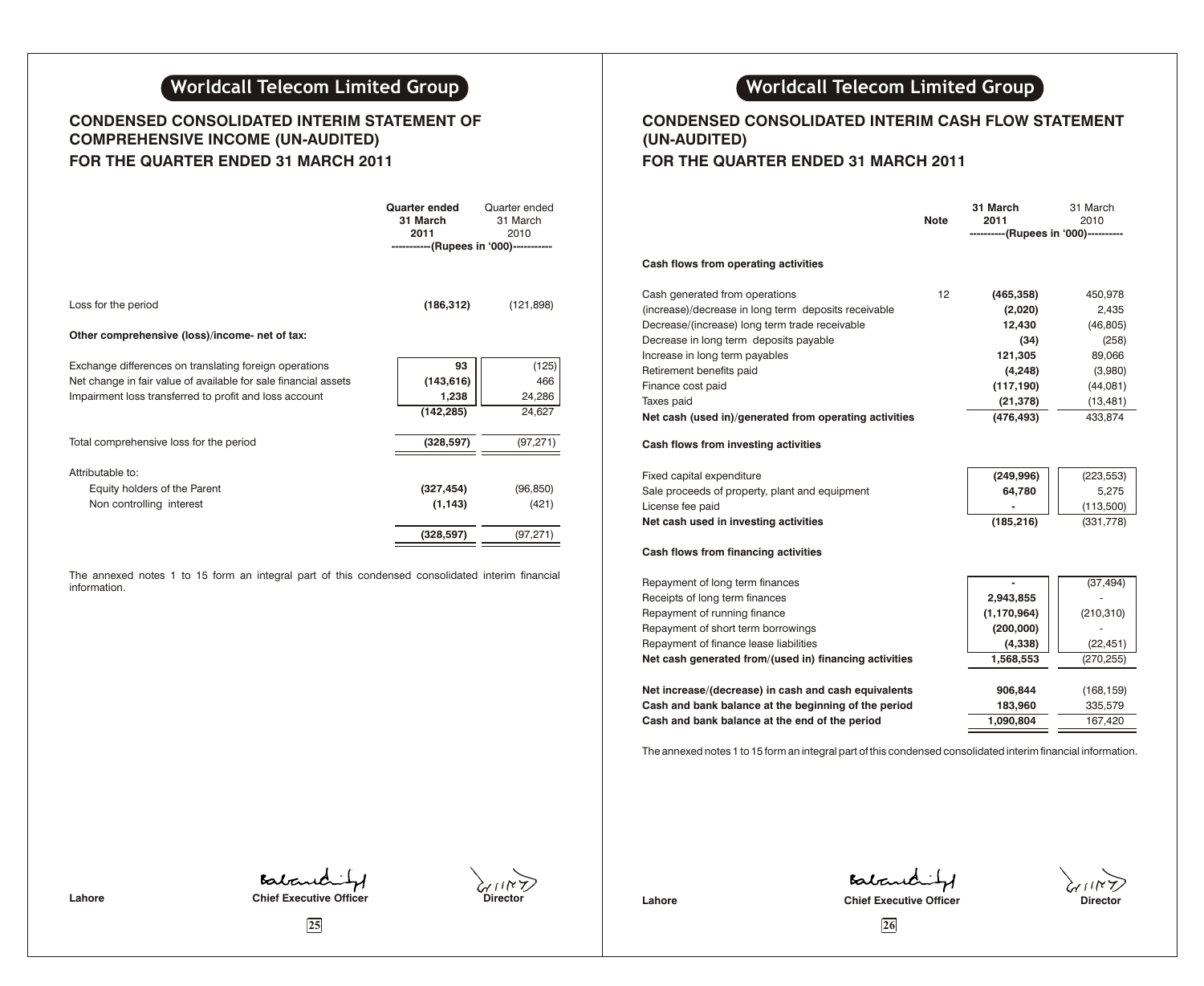## Worldcall Telecom Limited Group

### CONDENSED CONSOLIDATED INTERIM STATEMENT OF COMPREHENSIVE INCOME (UN-AUDITED)
### FOR THE QUARTER ENDED 31 MARCH 2011

| | Quarter ended 31 March 2011 | Quarter ended 31 March 2010 |
|---|---|---|
| | -----------(Rupees in '000)----------- | |
| Loss for the period | **(186,312)** | (121,898) |
| **Other comprehensive (loss)/income- net of tax:** | | |
| Exchange differences on translating foreign operations | **93** | (125) |
| Net change in fair value of available for sale financial assets | **(143,616)** | 466 |
| Impairment loss transferred to profit and loss account | **1,238** | 24,286 |
| | **(142,285)** | 24,627 |
| Total comprehensive loss for the period | **(328,597)** | (97,271) |
| Attributable to: | | |
| Equity holders of the Parent | **(327,454)** | (96,850) |
| Non controlling interest | **(1,143)** | (421) |
| | **(328,597)** | (97,271) |

The annexed notes 1 to 15 form an integral part of this condensed consolidated interim financial information.

Lahore

Chief Executive Officer

Director

## Worldcall Telecom Limited Group

### CONDENSED CONSOLIDATED INTERIM CASH FLOW STATEMENT (UN-AUDITED)
### FOR THE QUARTER ENDED 31 MARCH 2011

| | Note | 31 March 2011 | 31 March 2010 |
|---|---|---|---|
| | | ----------(Rupees in '000)---------- | |
| **Cash flows from operating activities** | | | |
| Cash generated from operations | 12 | **(465,358)** | 450,978 |
| (increase)/decrease in long term deposits receivable | | **(2,020)** | 2,435 |
| Decrease/(increase) long term trade receivable | | **12,430** | (46,805) |
| Decrease in long term deposits payable | | **(34)** | (258) |
| Increase in long term payables | | **121,305** | 89,066 |
| Retirement benefits paid | | **(4,248)** | (3,980) |
| Finance cost paid | | **(117,190)** | (44,081) |
| Taxes paid | | **(21,378)** | (13,481) |
| **Net cash (used in)/generated from operating activities** | | **(476,493)** | 433,874 |
| **Cash flows from investing activities** | | | |
| Fixed capital expenditure | | **(249,996)** | (223,553) |
| Sale proceeds of property, plant and equipment | | **64,780** | 5,275 |
| License fee paid | | **-** | (113,500) |
| **Net cash used in investing activities** | | **(185,216)** | (331,778) |
| **Cash flows from financing activities** | | | |
| Repayment of long term finances | | **-** | (37,494) |
| Receipts of long term finances | | **2,943,855** | - |
| Repayment of running finance | | **(1,170,964)** | (210,310) |
| Repayment of short term borrowings | | **(200,000)** | - |
| Repayment of finance lease liabilities | | **(4,338)** | (22,451) |
| **Net cash generated from/(used in) financing activities** | | **1,568,553** | (270,255) |
| **Net increase/(decrease) in cash and cash equivalents** | | **906,844** | (168,159) |
| **Cash and bank balance at the beginning of the period** | | **183,960** | 335,579 |
| **Cash and bank balance at the end of the period** | | **1,090,804** | 167,420 |

The annexed notes 1 to 15 form an integral part of this condensed consolidated interim financial information.

Lahore

Chief Executive Officer

Director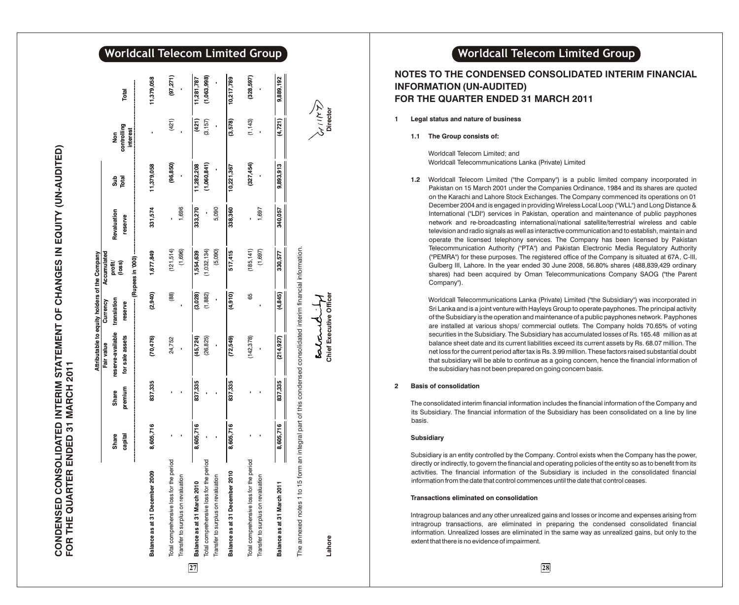# CONDENSED CONSOLIDATED INTERIM STATEMENT OF CHANGES IN EQUITY (UN-AUDITED)
## FOR THE QUARTER ENDED 31 MARCH 2011

| | Attributable to equity holders of the Company | | | | | | | | | |
|---|---|---|---|---|---|---|---|---|---|---|
| | Share capital | Share premium | Fair value reserve-available for sale assets | Currency translation reserve | Accumulated profit/ (loss) | Revaluation reserve | Sub Total | Non controlling interest | Total |
| | (Rupees in '000) | | | | | | | | |
| **Balance as at 31 December 2009** | **8,605,716** | **837,335** | **(70,476)** | **(2,940)** | **1,677,849** | **331,574** | **11,379,058** | **-** | **11,379,058** |
| Total comprehensive loss for the period | - | - | 24,752 | (88) | (121,514) | - | **(96,850)** | (421) | **(97,271)** |
| Transfer to surplus on revaluation | - | - | - | - | (1,696) | 1,696 | - | - | - |
| **Balance as at 31 March 2010** | **8,605,716** | **837,335** | **(45,724)** | **(3,028)** | **1,554,639** | **333,270** | **11,282,208** | **(421)** | **11,281,787** |
| Total comprehensive loss for the period | - | - | (26,825) | (1,882) | (1,032,134) | - | **(1,060,841)** | (3,157) | **(1,063,998)** |
| Transfer to surplus on revaluation | - | - | - | - | (5,090) | 5,090 | - | - | - |
| **Balance as at 31 December 2010** | **8,605,716** | **837,335** | **(72,549)** | **(4,910)** | **517,415** | **338,360** | **10,221,367** | **(3,578)** | **10,217,789** |
| Total comprehensive loss for the period | - | - | (142,378) | 65 | (185,141) | - | **(327,454)** | (1,143) | **(328,597)** |
| Transfer to surplus on revaluation | - | - | - | - | (1,697) | 1,697 | - | - | - |
| **Balance as at 31 March 2011** | **8,605,716** | **837,335** | **(214,927)** | **(4,845)** | **330,577** | **340,057** | **9,893,913** | **(4,721)** | **9,889,192** |

The annexed notes 1 to 15 form an integral part of this condensed consolidated interim financial information.

Lahore

**Chief Executive Officer**

**Director**

# NOTES TO THE CONDENSED CONSOLIDATED INTERIM FINANCIAL INFORMATION (UN-AUDITED)
## FOR THE QUARTER ENDED 31 MARCH 2011

**1 Legal status and nature of business**

**1.1 The Group consists of:**

Worldcall Telecom Limited; and
Worldcall Telecommunications Lanka (Private) Limited

**1.2** Worldcall Telecom Limited ("the Company") is a public limited company incorporated in Pakistan on 15 March 2001 under the Companies Ordinance, 1984 and its shares are quoted on the Karachi and Lahore Stock Exchanges. The Company commenced its operations on 01 December 2004 and is engaged in providing Wireless Local Loop ("WLL") and Long Distance & International ("LDI") services in Pakistan, operation and maintenance of public payphones network and re-broadcasting international/national satellite/terrestrial wireless and cable television and radio signals as well as interactive communication and to establish, maintain and operate the licensed telephony services. The Company has been licensed by Pakistan Telecommunication Authority ("PTA") and Pakistan Electronic Media Regulatory Authority ("PEMRA") for these purposes. The registered office of the Company is situated at 67A, C-III, Gulberg III, Lahore. In the year ended 30 June 2008, 56.80% shares (488,839,429 ordinary shares) had been acquired by Oman Telecommunications Company SAOG ("the Parent Company").

Worldcall Telecommunications Lanka (Private) Limited ("the Subsidiary") was incorporated in Sri Lanka and is a joint venture with Hayleys Group to operate payphones. The principal activity of the Subsidiary is the operation and maintenance of a public payphones network. Payphones are installed at various shops/ commercial outlets. The Company holds 70.65% of voting securities in the Subsidiary. The Subsidiary has accumulated losses of Rs. 165.48 million as at balance sheet date and its current liabilities exceed its current assets by Rs. 68.07 million. The net loss for the current period after tax is Rs. 3.99 million. These factors raised substantial doubt that subsidiary will be able to continue as a going concern, hence the financial information of the subsidiary has not been prepared on going concern basis.

**2 Basis of consolidation**

The consolidated interim financial information includes the financial information of the Company and its Subsidiary. The financial information of the Subsidiary has been consolidated on a line by line basis.

**Subsidiary**

Subsidiary is an entity controlled by the Company. Control exists when the Company has the power, directly or indirectly, to govern the financial and operating policies of the entity so as to benefit from its activities. The financial information of the Subsidiary is included in the consolidated financial information from the date that control commences until the date that control ceases.

**Transactions eliminated on consolidation**

Intragroup balances and any other unrealized gains and losses or income and expenses arising from intragroup transactions, are eliminated in preparing the condensed consolidated financial information. Unrealized losses are eliminated in the same way as unrealized gains, but only to the extent that there is no evidence of impairment.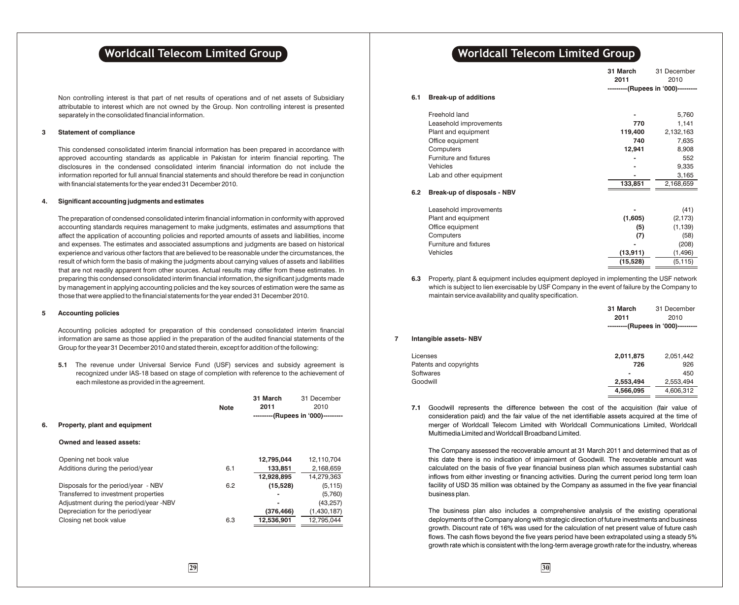Non controlling interest is that part of net results of operations and of net assets of Subsidiary attributable to interest which are not owned by the Group. Non controlling interest is presented separately in the consolidated financial information.

## 3 Statement of compliance

This condensed consolidated interim financial information has been prepared in accordance with approved accounting standards as applicable in Pakistan for interim financial reporting. The disclosures in the condensed consolidated interim financial information do not include the information reported for full annual financial statements and should therefore be read in conjunction with financial statements for the year ended 31 December 2010.

## 4. Significant accounting judgments and estimates

The preparation of condensed consolidated interim financial information in conformity with approved accounting standards requires management to make judgments, estimates and assumptions that affect the application of accounting policies and reported amounts of assets and liabilities, income and expenses. The estimates and associated assumptions and judgments are based on historical experience and various other factors that are believed to be reasonable under the circumstances, the result of which form the basis of making the judgments about carrying values of assets and liabilities that are not readily apparent from other sources. Actual results may differ from these estimates. In preparing this condensed consolidated interim financial information, the significant judgments made by management in applying accounting policies and the key sources of estimation were the same as those that were applied to the financial statements for the year ended 31 December 2010.

## 5 Accounting policies

Accounting policies adopted for preparation of this condensed consolidated interim financial information are same as those applied in the preparation of the audited financial statements of the Group for the year 31 December 2010 and stated therein, except for addition of the following:

**5.1** The revenue under Universal Service Fund (USF) services and subsidy agreement is recognized under IAS-18 based on stage of completion with reference to the achievement of each milestone as provided in the agreement.

## 6. Property, plant and equipment

| | Note | **31 March 2011** | 31 December 2010 |
|---|---|---|---|
| | | **(Rupees in '000)** | |
| **Owned and leased assets:** | | | |
| Opening net book value | | **12,795,044** | 12,110,704 |
| Additions during the period/year | 6.1 | **133,851** | 2,168,659 |
| | | **12,928,895** | 14,279,363 |
| Disposals for the period/year - NBV | 6.2 | **(15,528)** | (5,115) |
| Transferred to investment properties | | **-** | (5,760) |
| Adjustment during the period/year -NBV | | **-** | (43,257) |
| Depreciation for the period/year | | **(376,466)** | (1,430,187) |
| Closing net book value | 6.3 | **12,536,901** | 12,795,044 |

| | **31 March 2011** | 31 December 2010 |
|---|---|---|
| | **(Rupees in '000)** | |
| **6.1 Break-up of additions** | | |
| Freehold land | **-** | 5,760 |
| Leasehold improvements | **770** | 1,141 |
| Plant and equipment | **119,400** | 2,132,163 |
| Office equipment | **740** | 7,635 |
| Computers | **12,941** | 8,908 |
| Furniture and fixtures | **-** | 552 |
| Vehicles | **-** | 9,335 |
| Lab and other equipment | **-** | 3,165 |
| | **133,851** | 2,168,659 |
| **6.2 Break-up of disposals - NBV** | | |
| Leasehold improvements | **-** | (41) |
| Plant and equipment | **(1,605)** | (2,173) |
| Office equipment | **(5)** | (1,139) |
| Computers | **(7)** | (58) |
| Furniture and fixtures | **-** | (208) |
| Vehicles | **(13,911)** | (1,496) |
| | **(15,528)** | (5,115) |

**6.3** Property, plant & equipment includes equipment deployed in implementing the USF network which is subject to lien exercisable by USF Company in the event of failure by the Company to maintain service availability and quality specification.

## 7 Intangible assets- NBV

| | **31 March 2011** | 31 December 2010 |
|---|---|---|
| | **(Rupees in '000)** | |
| Licenses | **2,011,875** | 2,051,442 |
| Patents and copyrights | **726** | 926 |
| Softwares | **-** | 450 |
| Goodwill | **2,553,494** | 2,553,494 |
| | **4,566,095** | 4,606,312 |

**7.1** Goodwill represents the difference between the cost of the acquisition (fair value of consideration paid) and the fair value of the net identifiable assets acquired at the time of merger of Worldcall Telecom Limited with Worldcall Communications Limited, Worldcall Multimedia Limited and Worldcall Broadband Limited.

The Company assessed the recoverable amount at 31 March 2011 and determined that as of this date there is no indication of impairment of Goodwill. The recoverable amount was calculated on the basis of five year financial business plan which assumes substantial cash inflows from either investing or financing activities. During the current period long term loan facility of USD 35 million was obtained by the Company as assumed in the five year financial business plan.

The business plan also includes a comprehensive analysis of the existing operational deployments of the Company along with strategic direction of future investments and business growth. Discount rate of 16% was used for the calculation of net present value of future cash flows. The cash flows beyond the five years period have been extrapolated using a steady 5% growth rate which is consistent with the long-term average growth rate for the industry, whereas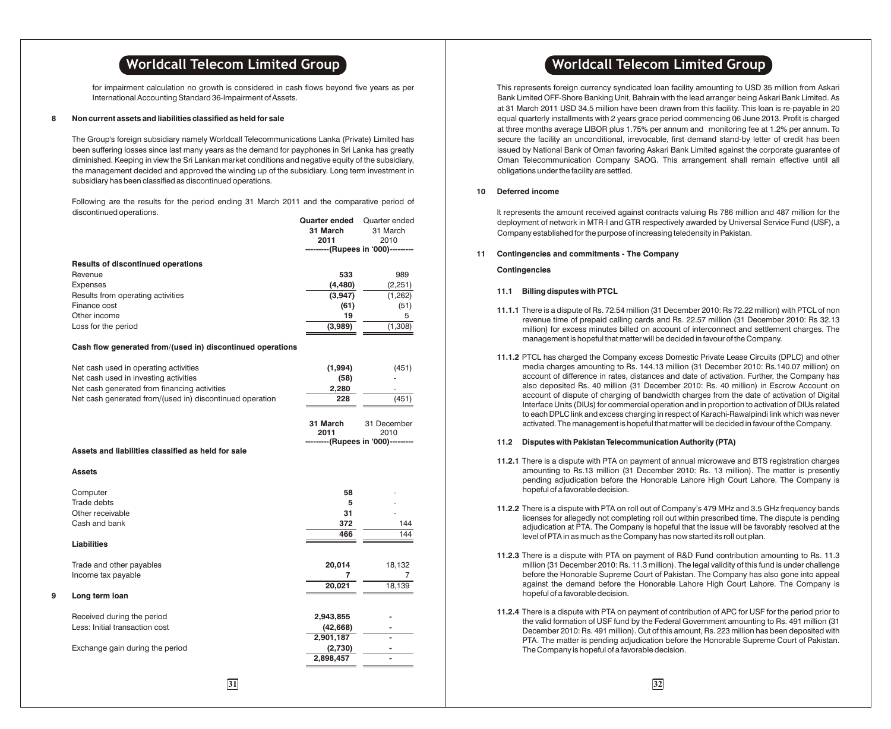for impairment calculation no growth is considered in cash flows beyond five years as per International Accounting Standard 36-Impairment of Assets.

**8 Non current assets and liabilities classified as held for sale**

The Group's foreign subsidiary namely Worldcall Telecommunications Lanka (Private) Limited has been suffering losses since last many years as the demand for payphones in Sri Lanka has greatly diminished. Keeping in view the Sri Lankan market conditions and negative equity of the subsidiary, the management decided and approved the winding up of the subsidiary. Long term investment in subsidiary has been classified as discontinued operations.

Following are the results for the period ending 31 March 2011 and the comparative period of discontinued operations.

| | **Quarter ended 31 March 2011** | Quarter ended 31 March 2010 |
|---|---|---|
| | ---------(Rupees in '000)--------- | |
| **Results of discontinued operations** | | |
| Revenue | **533** | 989 |
| Expenses | **(4,480)** | (2,251) |
| Results from operating activities | **(3,947)** | (1,262) |
| Finance cost | **(61)** | (51) |
| Other income | **19** | 5 |
| Loss for the period | **(3,989)** | (1,308) |
| **Cash flow generated from/(used in) discontinued operations** | | |
| Net cash used in operating activities | **(1,994)** | (451) |
| Net cash used in investing activities | **(58)** | - |
| Net cash generated from financing activities | **2,280** | - |
| Net cash generated from/(used in) discontinued operation | **228** | (451) |

| | **31 March 2011** | 31 December 2010 |
|---|---|---|
| | ---------(Rupees in '000)--------- | |
| **Assets and liabilities classified as held for sale** | | |
| **Assets** | | |
| Computer | **58** | - |
| Trade debts | **5** | - |
| Other receivable | **31** | - |
| Cash and bank | **372** | 144 |
| | **466** | 144 |
| **Liabilities** | | |
| Trade and other payables | **20,014** | 18,132 |
| Income tax payable | **7** | 7 |
| | **20,021** | 18,139 |

**9 Long term loan**

| | | |
|---|---|---|
| Received during the period | **2,943,855** | - |
| Less: Initial transaction cost | **(42,668)** | - |
| | **2,901,187** | - |
| Exchange gain during the period | **(2,730)** | - |
| | **2,898,457** | - |

This represents foreign currency syndicated loan facility amounting to USD 35 million from Askari Bank Limited OFF-Shore Banking Unit, Bahrain with the lead arranger being Askari Bank Limited. As at 31 March 2011 USD 34.5 million have been drawn from this facility. This loan is re-payable in 20 equal quarterly installments with 2 years grace period commencing 06 June 2013. Profit is charged at three months average LIBOR plus 1.75% per annum and monitoring fee at 1.2% per annum. To secure the facility an unconditional, irrevocable, first demand stand-by letter of credit has been issued by National Bank of Oman favoring Askari Bank Limited against the corporate guarantee of Oman Telecommunication Company SAOG. This arrangement shall remain effective until all obligations under the facility are settled.

**10 Deferred income**

It represents the amount received against contracts valuing Rs 786 million and 487 million for the deployment of network in MTR-I and GTR respectively awarded by Universal Service Fund (USF), a Company established for the purpose of increasing teledensity in Pakistan.

**11 Contingencies and commitments - The Company**

**Contingencies**

**11.1 Billing disputes with PTCL**

**11.1.1** There is a dispute of Rs. 72.54 million (31 December 2010: Rs 72.22 million) with PTCL of non revenue time of prepaid calling cards and Rs. 22.57 million (31 December 2010: Rs 32.13 million) for excess minutes billed on account of interconnect and settlement charges. The management is hopeful that matter will be decided in favour of the Company.

**11.1.2** PTCL has charged the Company excess Domestic Private Lease Circuits (DPLC) and other media charges amounting to Rs. 144.13 million (31 December 2010: Rs.140.07 million) on account of difference in rates, distances and date of activation. Further, the Company has also deposited Rs. 40 million (31 December 2010: Rs. 40 million) in Escrow Account on account of dispute of charging of bandwidth charges from the date of activation of Digital Interface Units (DIUs) for commercial operation and in proportion to activation of DIUs related to each DPLC link and excess charging in respect of Karachi-Rawalpindi link which was never activated. The management is hopeful that matter will be decided in favour of the Company.

**11.2 Disputes with Pakistan Telecommunication Authority (PTA)**

**11.2.1** There is a dispute with PTA on payment of annual microwave and BTS registration charges amounting to Rs.13 million (31 December 2010: Rs. 13 million). The matter is presently pending adjudication before the Honorable Lahore High Court Lahore. The Company is hopeful of a favorable decision.

**11.2.2** There is a dispute with PTA on roll out of Company's 479 MHz and 3.5 GHz frequency bands licenses for allegedly not completing roll out within prescribed time. The dispute is pending adjudication at PTA. The Company is hopeful that the issue will be favorably resolved at the level of PTA in as much as the Company has now started its roll out plan.

**11.2.3** There is a dispute with PTA on payment of R&D Fund contribution amounting to Rs. 11.3 million (31 December 2010: Rs. 11.3 million). The legal validity of this fund is under challenge before the Honorable Supreme Court of Pakistan. The Company has also gone into appeal against the demand before the Honorable Lahore High Court Lahore. The Company is hopeful of a favorable decision.

**11.2.4** There is a dispute with PTA on payment of contribution of APC for USF for the period prior to the valid formation of USF fund by the Federal Government amounting to Rs. 491 million (31 December 2010: Rs. 491 million). Out of this amount, Rs. 223 million has been deposited with PTA. The matter is pending adjudication before the Honorable Supreme Court of Pakistan. The Company is hopeful of a favorable decision.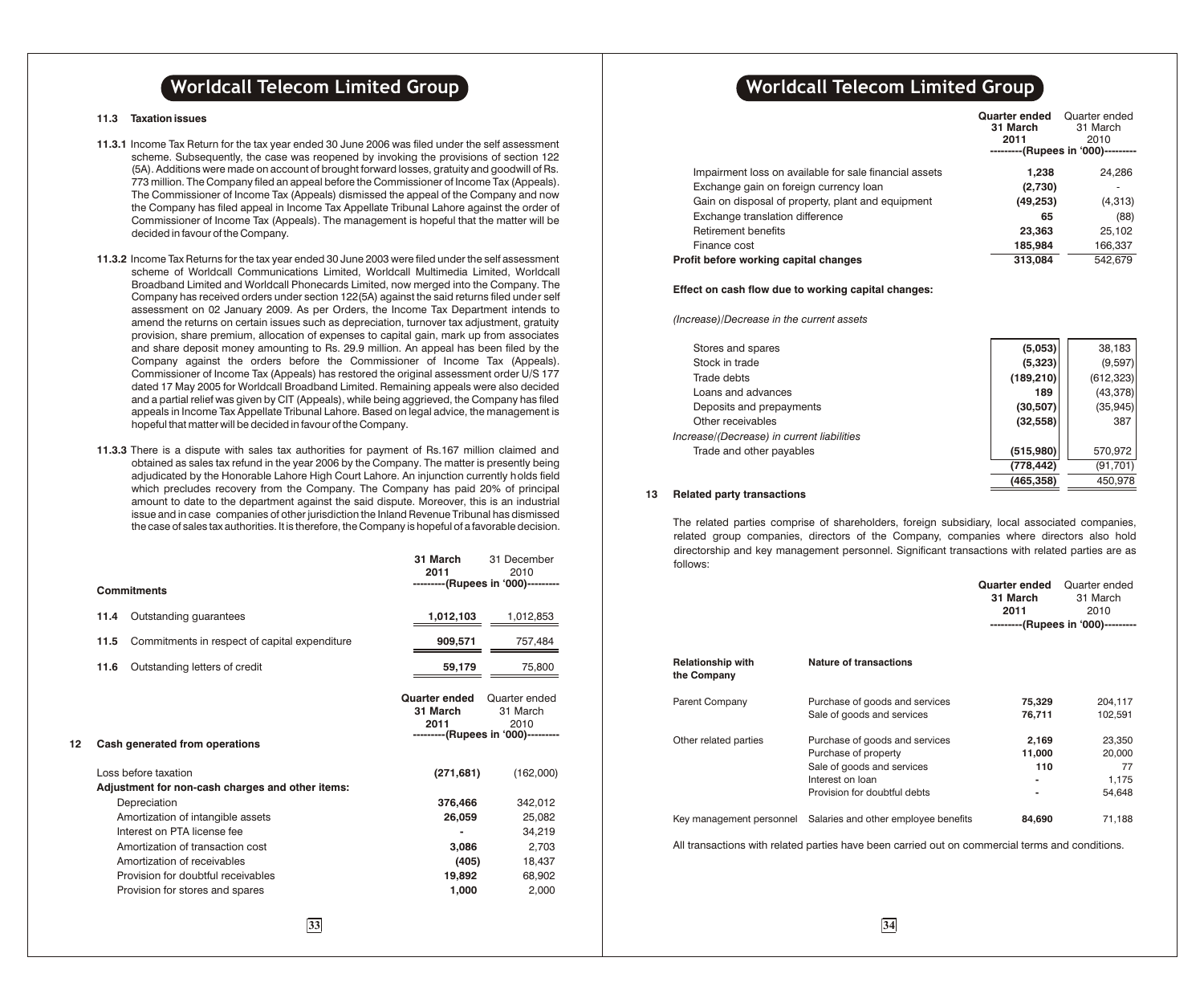### 11.3 Taxation issues

**11.3.1** Income Tax Return for the tax year ended 30 June 2006 was filed under the self assessment scheme. Subsequently, the case was reopened by invoking the provisions of section 122 (5A). Additions were made on account of brought forward losses, gratuity and goodwill of Rs. 773 million. The Company filed an appeal before the Commissioner of Income Tax (Appeals). The Commissioner of Income Tax (Appeals) dismissed the appeal of the Company and now the Company has filed appeal in Income Tax Appellate Tribunal Lahore against the order of Commissioner of Income Tax (Appeals). The management is hopeful that the matter will be decided in favour of the Company.

**11.3.2** Income Tax Returns for the tax year ended 30 June 2003 were filed under the self assessment scheme of Worldcall Communications Limited, Worldcall Multimedia Limited, Worldcall Broadband Limited and Worldcall Phonecards Limited, now merged into the Company. The Company has received orders under section 122(5A) against the said returns filed under self assessment on 02 January 2009. As per Orders, the Income Tax Department intends to amend the returns on certain issues such as depreciation, turnover tax adjustment, gratuity provision, share premium, allocation of expenses to capital gain, mark up from associates and share deposit money amounting to Rs. 29.9 million. An appeal has been filed by the Company against the orders before the Commissioner of Income Tax (Appeals). Commissioner of Income Tax (Appeals) has restored the original assessment order U/S 177 dated 17 May 2005 for Worldcall Broadband Limited. Remaining appeals were also decided and a partial relief was given by CIT (Appeals), while being aggrieved, the Company has filed appeals in Income Tax Appellate Tribunal Lahore. Based on legal advice, the management is hopeful that matter will be decided in favour of the Company.

**11.3.3** There is a dispute with sales tax authorities for payment of Rs.167 million claimed and obtained as sales tax refund in the year 2006 by the Company. The matter is presently being adjudicated by the Honorable Lahore High Court Lahore. An injunction currently holds field which precludes recovery from the Company. The Company has paid 20% of principal amount to date to the department against the said dispute. Moreover, this is an industrial issue and in case companies of other jurisdiction the Inland Revenue Tribunal has dismissed the case of sales tax authorities. It is therefore, the Company is hopeful of a favorable decision.

| | | 31 March 2011 | 31 December 2010 |
|---|---|---|---|
| | | ---------(Rupees in '000)--------- | |
| **Commitments** | | | |
| 11.4 | Outstanding guarantees | **1,012,103** | 1,012,853 |
| 11.5 | Commitments in respect of capital expenditure | **909,571** | 757,484 |
| 11.6 | Outstanding letters of credit | **59,179** | 75,800 |

## 12 Cash generated from operations

| | Quarter ended 31 March 2011 | Quarter ended 31 March 2010 |
|---|---|---|
| | ---------(Rupees in '000)--------- | |
| Loss before taxation | **(271,681)** | (162,000) |
| **Adjustment for non-cash charges and other items:** | | |
| Depreciation | **376,466** | 342,012 |
| Amortization of intangible assets | **26,059** | 25,082 |
| Interest on PTA license fee | **-** | 34,219 |
| Amortization of transaction cost | **3,086** | 2,703 |
| Amortization of receivables | **(405)** | 18,437 |
| Provision for doubtful receivables | **19,892** | 68,902 |
| Provision for stores and spares | **1,000** | 2,000 |
| Impairment loss on available for sale financial assets | **1,238** | 24,286 |
| Exchange gain on foreign currency loan | **(2,730)** | - |
| Gain on disposal of property, plant and equipment | **(49,253)** | (4,313) |
| Exchange translation difference | **65** | (88) |
| Retirement benefits | **23,363** | 25,102 |
| Finance cost | **185,984** | 166,337 |
| **Profit before working capital changes** | **313,084** | 542,679 |
| **Effect on cash flow due to working capital changes:** | | |
| *(Increase)/Decrease in the current assets* | | |
| Stores and spares | **(5,053)** | 38,183 |
| Stock in trade | **(5,323)** | (9,597) |
| Trade debts | **(189,210)** | (612,323) |
| Loans and advances | **189** | (43,378) |
| Deposits and prepayments | **(30,507)** | (35,945) |
| Other receivables | **(32,558)** | 387 |
| *Increase/(Decrease) in current liabilities* | | |
| Trade and other payables | **(515,980)** | 570,972 |
| | **(778,442)** | (91,701) |
| | **(465,358)** | 450,978 |

## 13 Related party transactions

The related parties comprise of shareholders, foreign subsidiary, local associated companies, related group companies, directors of the Company, companies where directors also hold directorship and key management personnel. Significant transactions with related parties are as follows:

| Relationship with the Company | Nature of transactions | Quarter ended 31 March 2011 | Quarter ended 31 March 2010 |
|---|---|---|---|
| | | ---------(Rupees in '000)--------- | |
| Parent Company | Purchase of goods and services | **75,329** | 204,117 |
| | Sale of goods and services | **76,711** | 102,591 |
| Other related parties | Purchase of goods and services | **2,169** | 23,350 |
| | Purchase of property | **11,000** | 20,000 |
| | Sale of goods and services | **110** | 77 |
| | Interest on loan | **-** | 1,175 |
| | Provision for doubtful debts | **-** | 54,648 |
| Key management personnel | Salaries and other employee benefits | **84,690** | 71,188 |

All transactions with related parties have been carried out on commercial terms and conditions.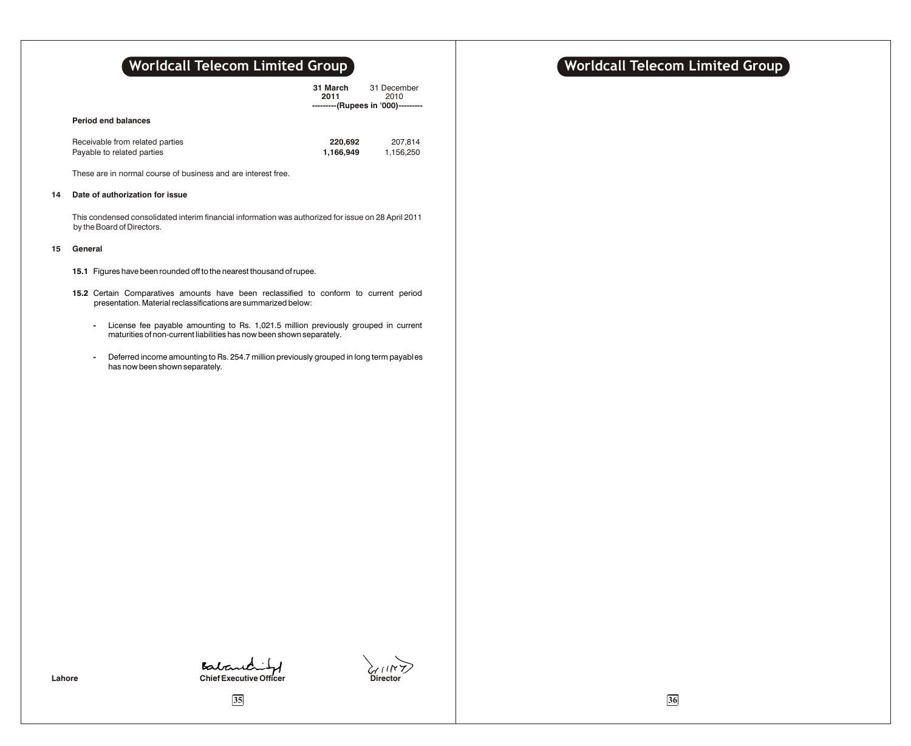| | 31 March 2011 | 31 December 2010 |
|---|---|---|
| | ---------(Rupees in '000)--------- | |
| **Period end balances** | | |
| Receivable from related parties | **220,692** | 207,814 |
| Payable to related parties | **1,166,949** | 1,156,250 |

These are in normal course of business and are interest free.

**14 Date of authorization for issue**

This condensed consolidated interim financial information was authorized for issue on 28 April 2011 by the Board of Directors.

**15 General**

**15.1** Figures have been rounded off to the nearest thousand of rupee.

**15.2** Certain Comparatives amounts have been reclassified to conform to current period presentation. Material reclassifications are summarized below:

- License fee payable amounting to Rs. 1,021.5 million previously grouped in current maturities of non-current liabilities has now been shown separately.

- Deferred income amounting to Rs. 254.7 million previously grouped in long term payables has now been shown separately.

Lahore

**Chief Executive Officer** **Director**